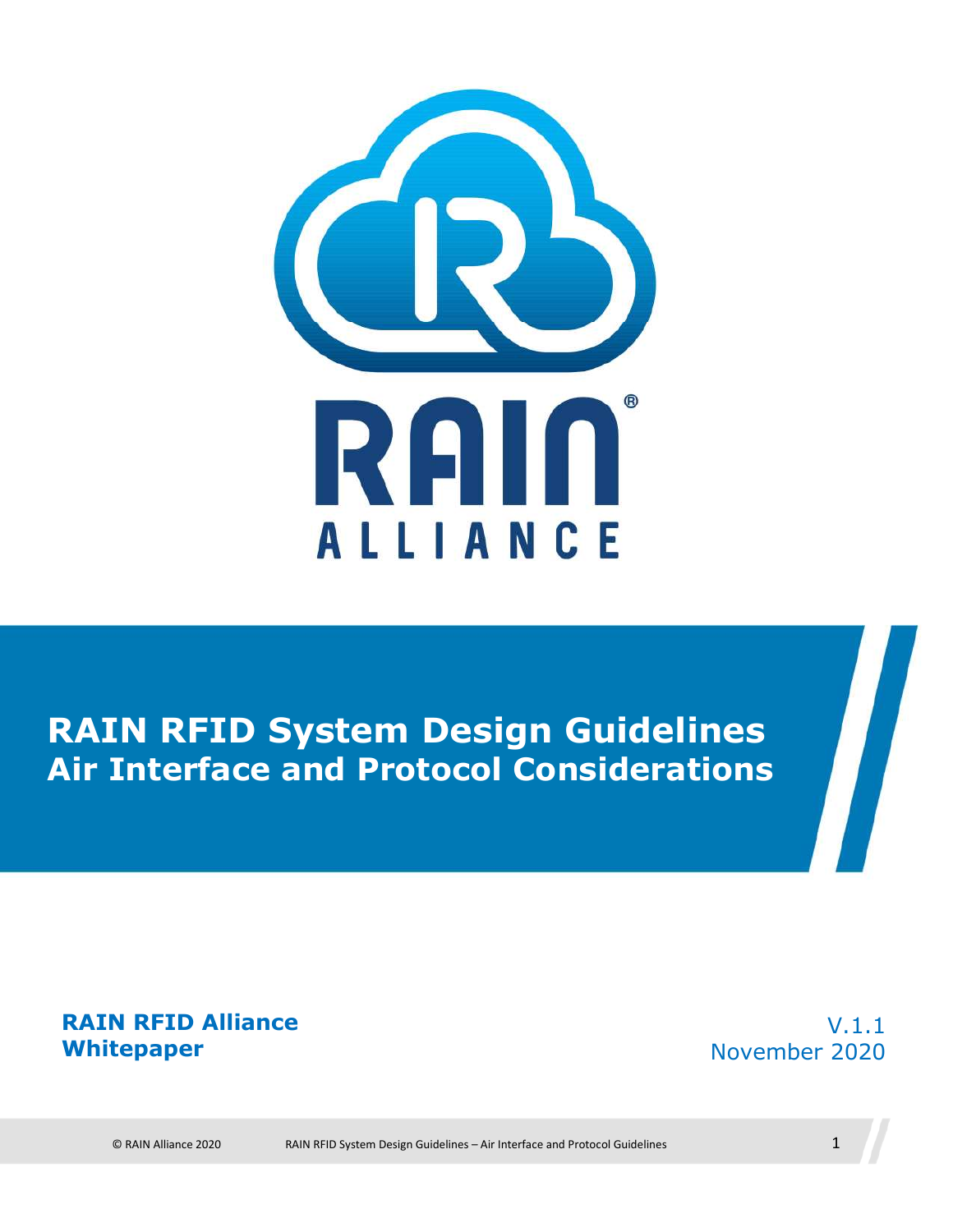RAIN ALLIANCE

# RAIN RFID System Design Guidelines
## Air Interface and Protocol Considerations

**RAIN RFID Alliance Whitepaper**

V.1.1
November 2020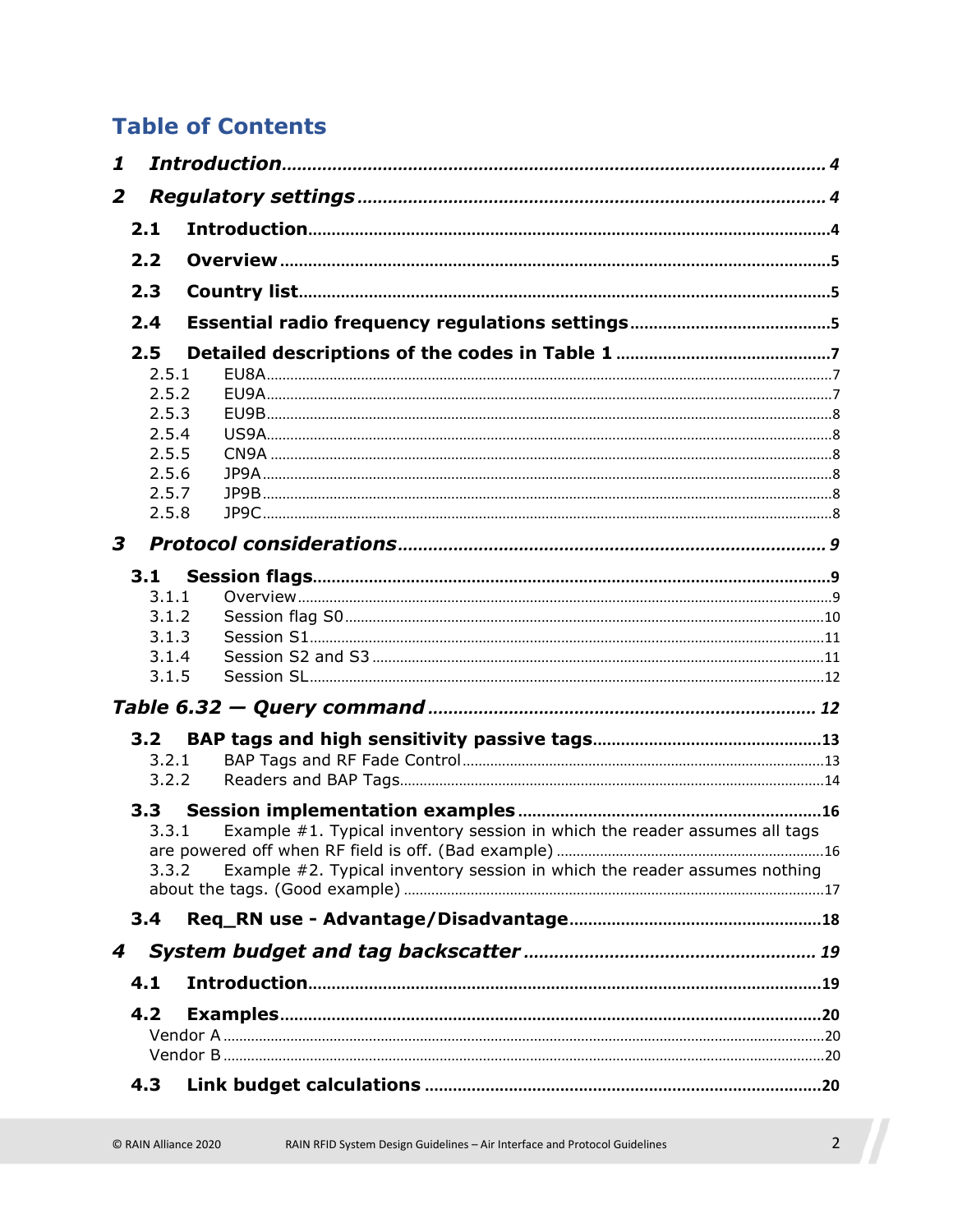# Table of Contents

- ***1 Introduction*** ... ***4***
- ***2 Regulatory settings*** ... ***4***
  - **2.1 Introduction** ... **4**
  - **2.2 Overview** ... **5**
  - **2.3 Country list** ... **5**
  - **2.4 Essential radio frequency regulations settings** ... **5**
  - **2.5 Detailed descriptions of the codes in Table 1** ... **7**
    - 2.5.1 EU8A ... 7
    - 2.5.2 EU9A ... 7
    - 2.5.3 EU9B ... 8
    - 2.5.4 US9A ... 8
    - 2.5.5 CN9A ... 8
    - 2.5.6 JP9A ... 8
    - 2.5.7 JP9B ... 8
    - 2.5.8 JP9C ... 8
- ***3 Protocol considerations*** ... ***9***
  - **3.1 Session flags** ... **9**
    - 3.1.1 Overview ... 9
    - 3.1.2 Session flag S0 ... 10
    - 3.1.3 Session S1 ... 11
    - 3.1.4 Session S2 and S3 ... 11
    - 3.1.5 Session SL ... 12
- ***Table 6.32 — Query command*** ... ***12***
  - **3.2 BAP tags and high sensitivity passive tags** ... **13**
    - 3.2.1 BAP Tags and RF Fade Control ... 13
    - 3.2.2 Readers and BAP Tags ... 14
  - **3.3 Session implementation examples** ... **16**
    - 3.3.1 Example #1. Typical inventory session in which the reader assumes all tags are powered off when RF field is off. (Bad example) ... 16
    - 3.3.2 Example #2. Typical inventory session in which the reader assumes nothing about the tags. (Good example) ... 17
  - **3.4 Req_RN use - Advantage/Disadvantage** ... **18**
- ***4 System budget and tag backscatter*** ... ***19***
  - **4.1 Introduction** ... **19**
  - **4.2 Examples** ... **20**
    - Vendor A ... 20
    - Vendor B ... 20
  - **4.3 Link budget calculations** ... **20**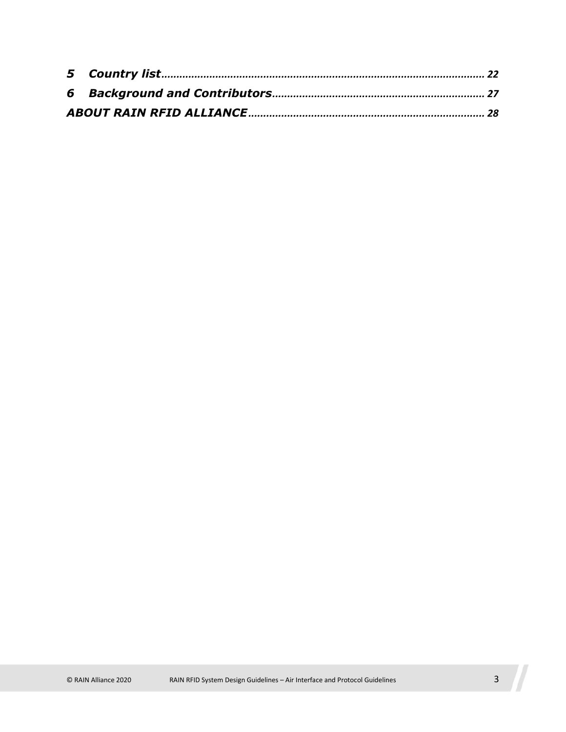*5 Country list........................................................................................................ 22*

*6 Background and Contributors..................................................................... 27*

*ABOUT RAIN RFID ALLIANCE.............................................................................. 28*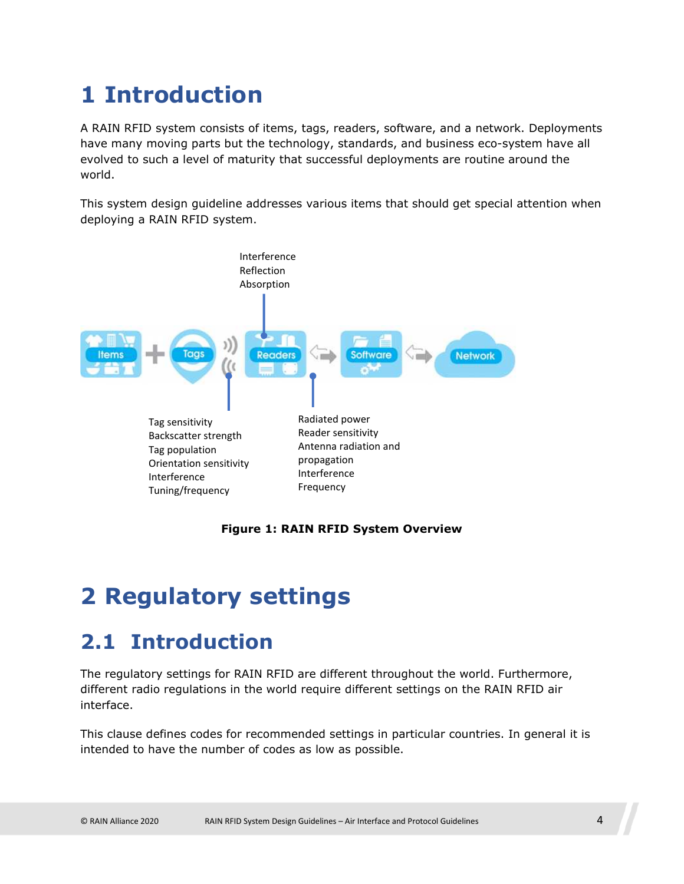# 1 Introduction

A RAIN RFID system consists of items, tags, readers, software, and a network. Deployments have many moving parts but the technology, standards, and business eco-system have all evolved to such a level of maturity that successful deployments are routine around the world.

This system design guideline addresses various items that should get special attention when deploying a RAIN RFID system.

Interference
Reflection
Absorption

Items + Tags → Readers ⇄ Software ⇄ Network

Tag sensitivity
Backscatter strength
Tag population
Orientation sensitivity
Interference
Tuning/frequency

Radiated power
Reader sensitivity
Antenna radiation and propagation
Interference
Frequency

**Figure 1: RAIN RFID System Overview**

# 2 Regulatory settings

## 2.1 Introduction

The regulatory settings for RAIN RFID are different throughout the world. Furthermore, different radio regulations in the world require different settings on the RAIN RFID air interface.

This clause defines codes for recommended settings in particular countries. In general it is intended to have the number of codes as low as possible.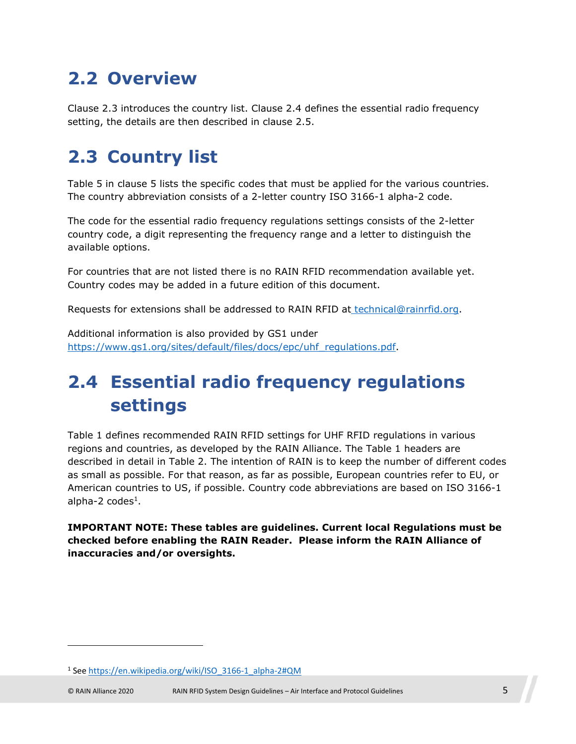## 2.2 Overview

Clause 2.3 introduces the country list. Clause 2.4 defines the essential radio frequency setting, the details are then described in clause 2.5.

## 2.3 Country list

Table 5 in clause 5 lists the specific codes that must be applied for the various countries. The country abbreviation consists of a 2-letter country ISO 3166-1 alpha-2 code.

The code for the essential radio frequency regulations settings consists of the 2-letter country code, a digit representing the frequency range and a letter to distinguish the available options.

For countries that are not listed there is no RAIN RFID recommendation available yet. Country codes may be added in a future edition of this document.

Requests for extensions shall be addressed to RAIN RFID at technical@rainrfid.org.

Additional information is also provided by GS1 under https://www.gs1.org/sites/default/files/docs/epc/uhf_regulations.pdf.

## 2.4 Essential radio frequency regulations settings

Table 1 defines recommended RAIN RFID settings for UHF RFID regulations in various regions and countries, as developed by the RAIN Alliance. The Table 1 headers are described in detail in Table 2. The intention of RAIN is to keep the number of different codes as small as possible. For that reason, as far as possible, European countries refer to EU, or American countries to US, if possible. Country code abbreviations are based on ISO 3166-1 alpha-2 codes[1].

**IMPORTANT NOTE: These tables are guidelines. Current local Regulations must be checked before enabling the RAIN Reader. Please inform the RAIN Alliance of inaccuracies and/or oversights.**

---

[1] See https://en.wikipedia.org/wiki/ISO_3166-1_alpha-2#QM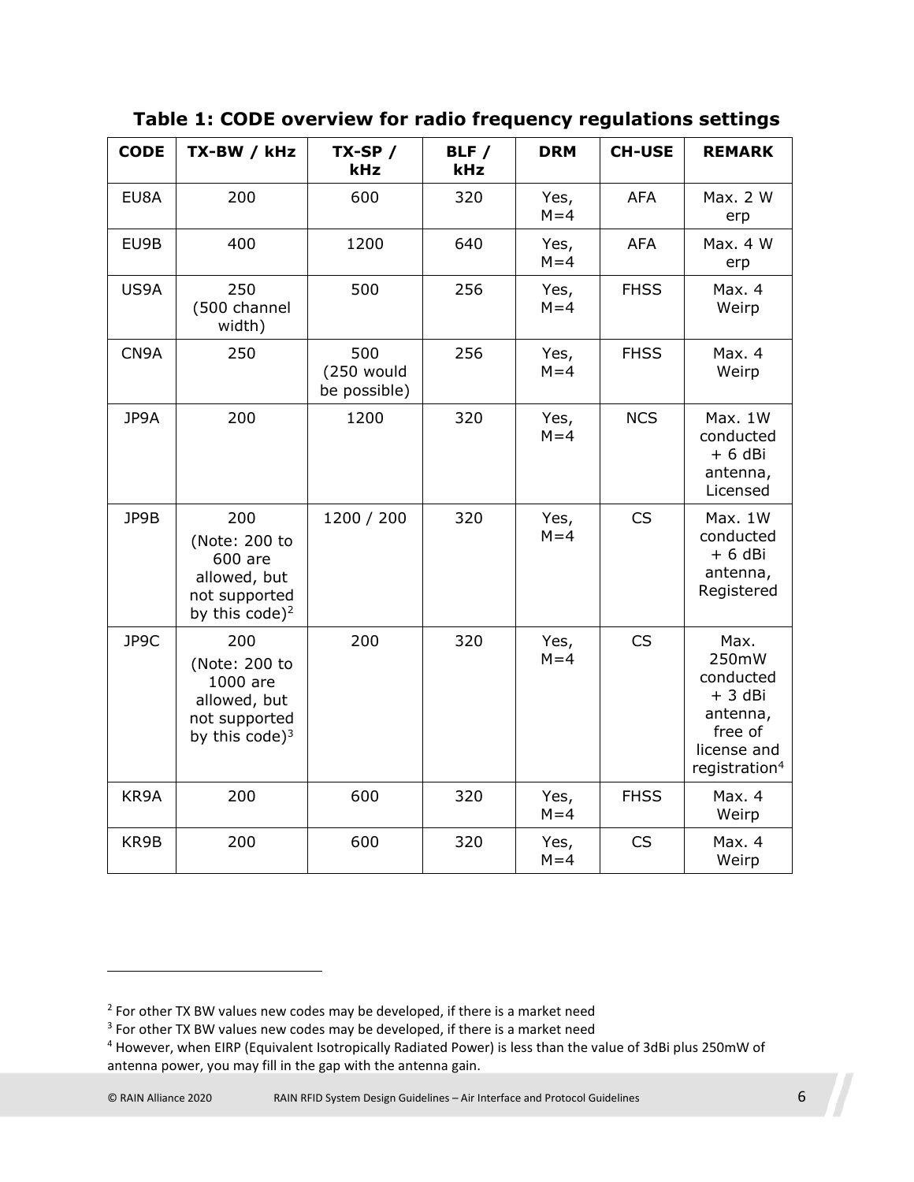**Table 1: CODE overview for radio frequency regulations settings**

| CODE | TX-BW / kHz | TX-SP / kHz | BLF / kHz | DRM | CH-USE | REMARK |
|---|---|---|---|---|---|---|
| EU8A | 200 | 600 | 320 | Yes, M=4 | AFA | Max. 2 W erp |
| EU9B | 400 | 1200 | 640 | Yes, M=4 | AFA | Max. 4 W erp |
| US9A | 250 (500 channel width) | 500 | 256 | Yes, M=4 | FHSS | Max. 4 Weirp |
| CN9A | 250 | 500 (250 would be possible) | 256 | Yes, M=4 | FHSS | Max. 4 Weirp |
| JP9A | 200 | 1200 | 320 | Yes, M=4 | NCS | Max. 1W conducted + 6 dBi antenna, Licensed |
| JP9B | 200 (Note: 200 to 600 are allowed, but not supported by this code)[2] | 1200 / 200 | 320 | Yes, M=4 | CS | Max. 1W conducted + 6 dBi antenna, Registered |
| JP9C | 200 (Note: 200 to 1000 are allowed, but not supported by this code)[3] | 200 | 320 | Yes, M=4 | CS | Max. 250mW conducted + 3 dBi antenna, free of license and registration[4] |
| KR9A | 200 | 600 | 320 | Yes, M=4 | FHSS | Max. 4 Weirp |
| KR9B | 200 | 600 | 320 | Yes, M=4 | CS | Max. 4 Weirp |

[2] For other TX BW values new codes may be developed, if there is a market need

[3] For other TX BW values new codes may be developed, if there is a market need

[4] However, when EIRP (Equivalent Isotropically Radiated Power) is less than the value of 3dBi plus 250mW of antenna power, you may fill in the gap with the antenna gain.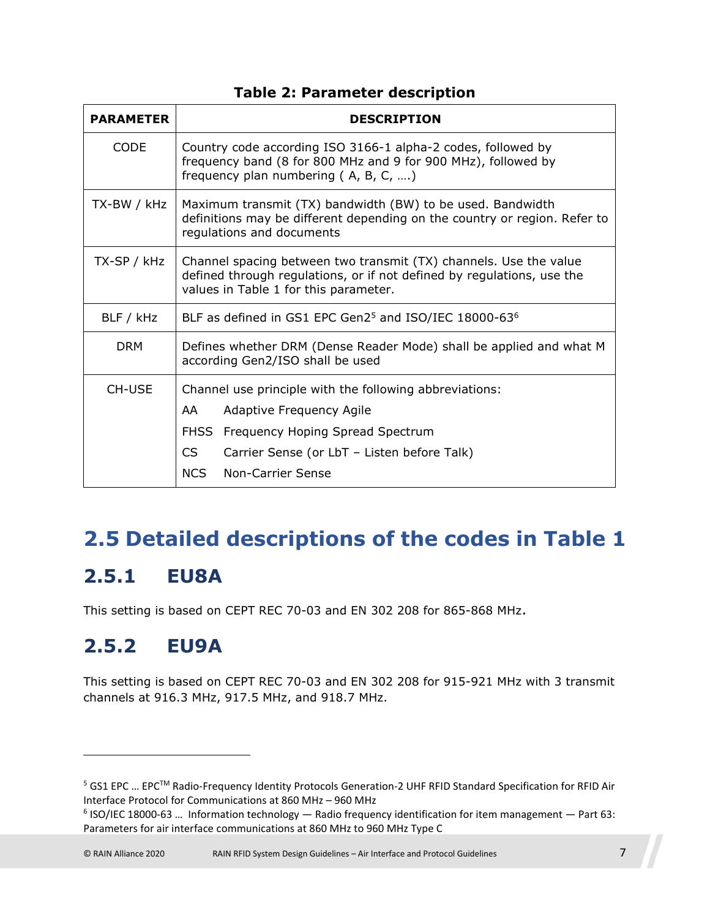**Table 2: Parameter description**

| PARAMETER | DESCRIPTION |
|---|---|
| CODE | Country code according ISO 3166-1 alpha-2 codes, followed by frequency band (8 for 800 MHz and 9 for 900 MHz), followed by frequency plan numbering ( A, B, C, ….) |
| TX-BW / kHz | Maximum transmit (TX) bandwidth (BW) to be used. Bandwidth definitions may be different depending on the country or region. Refer to regulations and documents |
| TX-SP / kHz | Channel spacing between two transmit (TX) channels. Use the value defined through regulations, or if not defined by regulations, use the values in Table 1 for this parameter. |
| BLF / kHz | BLF as defined in GS1 EPC Gen2[5] and ISO/IEC 18000-63[6] |
| DRM | Defines whether DRM (Dense Reader Mode) shall be applied and what M according Gen2/ISO shall be used |
| CH-USE | Channel use principle with the following abbreviations:<br>AA Adaptive Frequency Agile<br>FHSS Frequency Hoping Spread Spectrum<br>CS Carrier Sense (or LbT – Listen before Talk)<br>NCS Non-Carrier Sense |

## 2.5 Detailed descriptions of the codes in Table 1

### 2.5.1 EU8A

This setting is based on CEPT REC 70-03 and EN 302 208 for 865-868 MHz.

### 2.5.2 EU9A

This setting is based on CEPT REC 70-03 and EN 302 208 for 915-921 MHz with 3 transmit channels at 916.3 MHz, 917.5 MHz, and 918.7 MHz.

---

[5] GS1 EPC … EPC™ Radio-Frequency Identity Protocols Generation-2 UHF RFID Standard Specification for RFID Air Interface Protocol for Communications at 860 MHz – 960 MHz

[6] ISO/IEC 18000-63 … Information technology — Radio frequency identification for item management — Part 63: Parameters for air interface communications at 860 MHz to 960 MHz Type C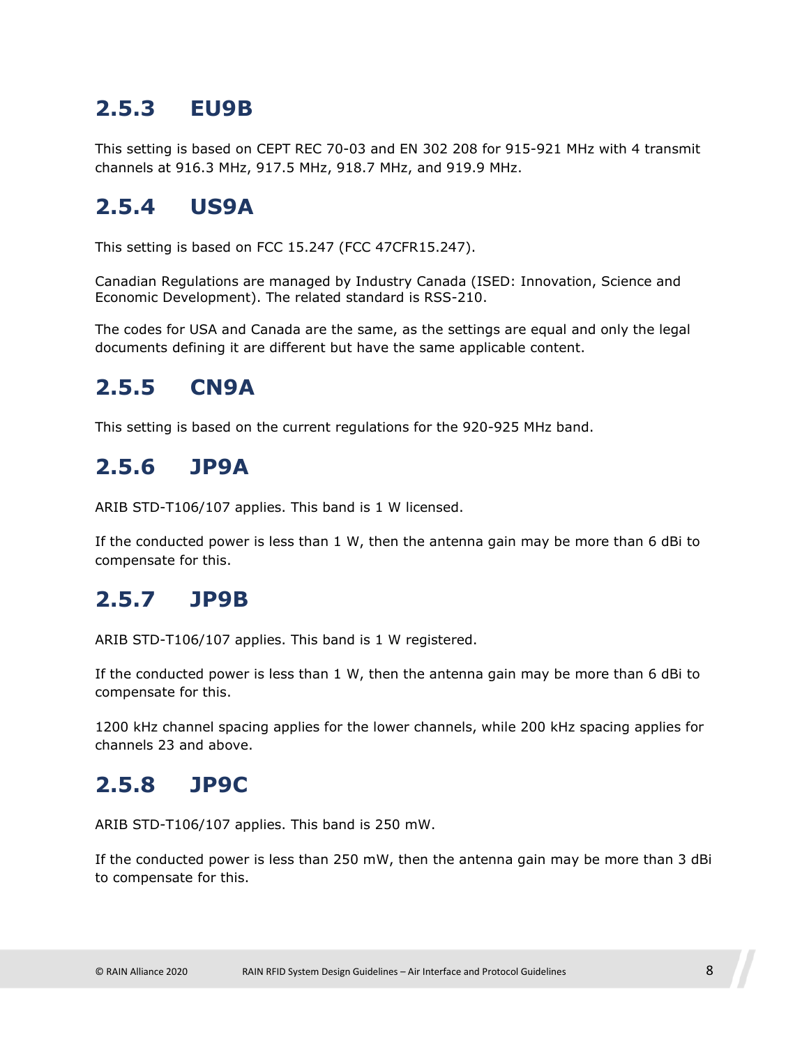### 2.5.3 EU9B

This setting is based on CEPT REC 70-03 and EN 302 208 for 915-921 MHz with 4 transmit channels at 916.3 MHz, 917.5 MHz, 918.7 MHz, and 919.9 MHz.

### 2.5.4 US9A

This setting is based on FCC 15.247 (FCC 47CFR15.247).

Canadian Regulations are managed by Industry Canada (ISED: Innovation, Science and Economic Development). The related standard is RSS-210.

The codes for USA and Canada are the same, as the settings are equal and only the legal documents defining it are different but have the same applicable content.

### 2.5.5 CN9A

This setting is based on the current regulations for the 920-925 MHz band.

### 2.5.6 JP9A

ARIB STD-T106/107 applies. This band is 1 W licensed.

If the conducted power is less than 1 W, then the antenna gain may be more than 6 dBi to compensate for this.

### 2.5.7 JP9B

ARIB STD-T106/107 applies. This band is 1 W registered.

If the conducted power is less than 1 W, then the antenna gain may be more than 6 dBi to compensate for this.

1200 kHz channel spacing applies for the lower channels, while 200 kHz spacing applies for channels 23 and above.

### 2.5.8 JP9C

ARIB STD-T106/107 applies. This band is 250 mW.

If the conducted power is less than 250 mW, then the antenna gain may be more than 3 dBi to compensate for this.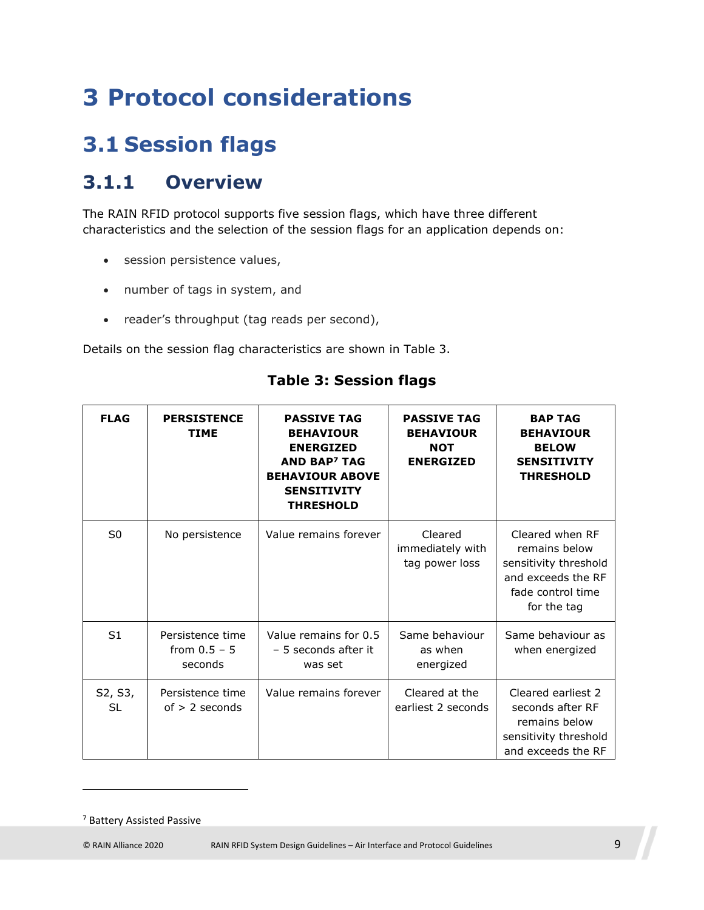# 3 Protocol considerations

## 3.1 Session flags

### 3.1.1 Overview

The RAIN RFID protocol supports five session flags, which have three different characteristics and the selection of the session flags for an application depends on:

- session persistence values,
- number of tags in system, and
- reader's throughput (tag reads per second),

Details on the session flag characteristics are shown in Table 3.

**Table 3: Session flags**

| FLAG | PERSISTENCE TIME | PASSIVE TAG BEHAVIOUR ENERGIZED AND BAP[7] TAG BEHAVIOUR ABOVE SENSITIVITY THRESHOLD | PASSIVE TAG BEHAVIOUR NOT ENERGIZED | BAP TAG BEHAVIOUR BELOW SENSITIVITY THRESHOLD |
|---|---|---|---|---|
| S0 | No persistence | Value remains forever | Cleared immediately with tag power loss | Cleared when RF remains below sensitivity threshold and exceeds the RF fade control time for the tag |
| S1 | Persistence time from 0.5 – 5 seconds | Value remains for 0.5 – 5 seconds after it was set | Same behaviour as when energized | Same behaviour as when energized |
| S2, S3, SL | Persistence time of > 2 seconds | Value remains forever | Cleared at the earliest 2 seconds | Cleared earliest 2 seconds after RF remains below sensitivity threshold and exceeds the RF |

[7] Battery Assisted Passive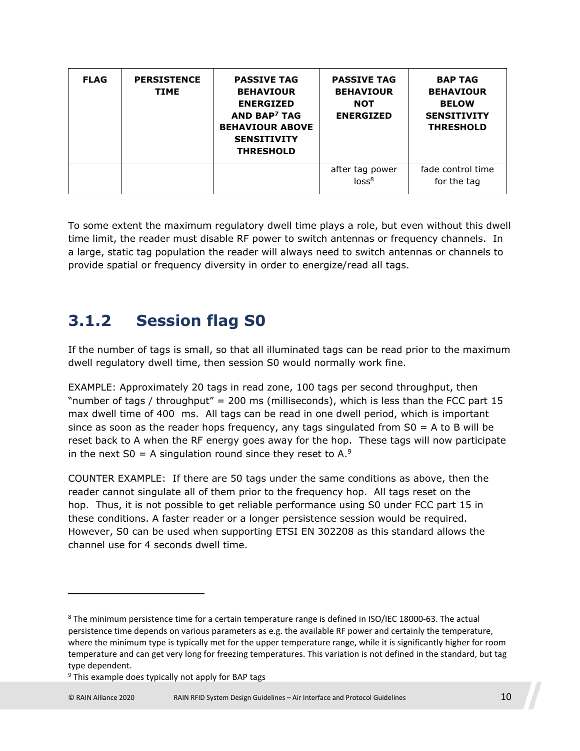| FLAG | PERSISTENCE TIME | PASSIVE TAG BEHAVIOUR ENERGIZED AND BAP[7] TAG BEHAVIOUR ABOVE SENSITIVITY THRESHOLD | PASSIVE TAG BEHAVIOUR NOT ENERGIZED | BAP TAG BEHAVIOUR BELOW SENSITIVITY THRESHOLD |
|---|---|---|---|---|
| | | | after tag power loss[8] | fade control time for the tag |

To some extent the maximum regulatory dwell time plays a role, but even without this dwell time limit, the reader must disable RF power to switch antennas or frequency channels. In a large, static tag population the reader will always need to switch antennas or channels to provide spatial or frequency diversity in order to energize/read all tags.

### 3.1.2 Session flag S0

If the number of tags is small, so that all illuminated tags can be read prior to the maximum dwell regulatory dwell time, then session S0 would normally work fine.

EXAMPLE: Approximately 20 tags in read zone, 100 tags per second throughput, then "number of tags / throughput" = 200 ms (milliseconds), which is less than the FCC part 15 max dwell time of 400 ms. All tags can be read in one dwell period, which is important since as soon as the reader hops frequency, any tags singulated from S0 = A to B will be reset back to A when the RF energy goes away for the hop. These tags will now participate in the next S0 = A singulation round since they reset to A.[9]

COUNTER EXAMPLE: If there are 50 tags under the same conditions as above, then the reader cannot singulate all of them prior to the frequency hop. All tags reset on the hop. Thus, it is not possible to get reliable performance using S0 under FCC part 15 in these conditions. A faster reader or a longer persistence session would be required. However, S0 can be used when supporting ETSI EN 302208 as this standard allows the channel use for 4 seconds dwell time.

---

[8] The minimum persistence time for a certain temperature range is defined in ISO/IEC 18000-63. The actual persistence time depends on various parameters as e.g. the available RF power and certainly the temperature, where the minimum type is typically met for the upper temperature range, while it is significantly higher for room temperature and can get very long for freezing temperatures. This variation is not defined in the standard, but tag type dependent.

[9] This example does typically not apply for BAP tags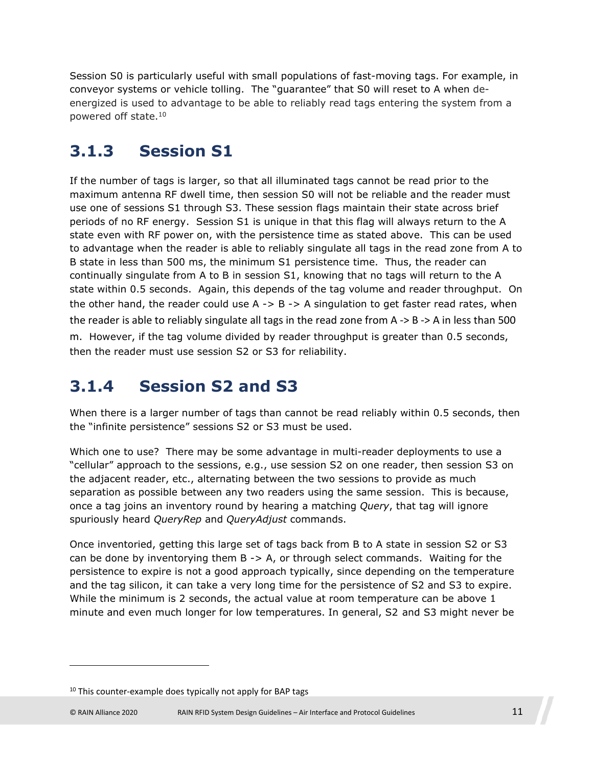Session S0 is particularly useful with small populations of fast-moving tags. For example, in conveyor systems or vehicle tolling. The "guarantee" that S0 will reset to A when de-energized is used to advantage to be able to reliably read tags entering the system from a powered off state.[10]

### 3.1.3 Session S1

If the number of tags is larger, so that all illuminated tags cannot be read prior to the maximum antenna RF dwell time, then session S0 will not be reliable and the reader must use one of sessions S1 through S3. These session flags maintain their state across brief periods of no RF energy. Session S1 is unique in that this flag will always return to the A state even with RF power on, with the persistence time as stated above. This can be used to advantage when the reader is able to reliably singulate all tags in the read zone from A to B state in less than 500 ms, the minimum S1 persistence time. Thus, the reader can continually singulate from A to B in session S1, knowing that no tags will return to the A state within 0.5 seconds. Again, this depends of the tag volume and reader throughput. On the other hand, the reader could use A -> B -> A singulation to get faster read rates, when the reader is able to reliably singulate all tags in the read zone from A -> B -> A in less than 500 m. However, if the tag volume divided by reader throughput is greater than 0.5 seconds, then the reader must use session S2 or S3 for reliability.

### 3.1.4 Session S2 and S3

When there is a larger number of tags than cannot be read reliably within 0.5 seconds, then the "infinite persistence" sessions S2 or S3 must be used.

Which one to use? There may be some advantage in multi-reader deployments to use a "cellular" approach to the sessions, e.g., use session S2 on one reader, then session S3 on the adjacent reader, etc., alternating between the two sessions to provide as much separation as possible between any two readers using the same session. This is because, once a tag joins an inventory round by hearing a matching *Query*, that tag will ignore spuriously heard *QueryRep* and *QueryAdjust* commands.

Once inventoried, getting this large set of tags back from B to A state in session S2 or S3 can be done by inventorying them B -> A, or through select commands. Waiting for the persistence to expire is not a good approach typically, since depending on the temperature and the tag silicon, it can take a very long time for the persistence of S2 and S3 to expire. While the minimum is 2 seconds, the actual value at room temperature can be above 1 minute and even much longer for low temperatures. In general, S2 and S3 might never be

[10] This counter-example does typically not apply for BAP tags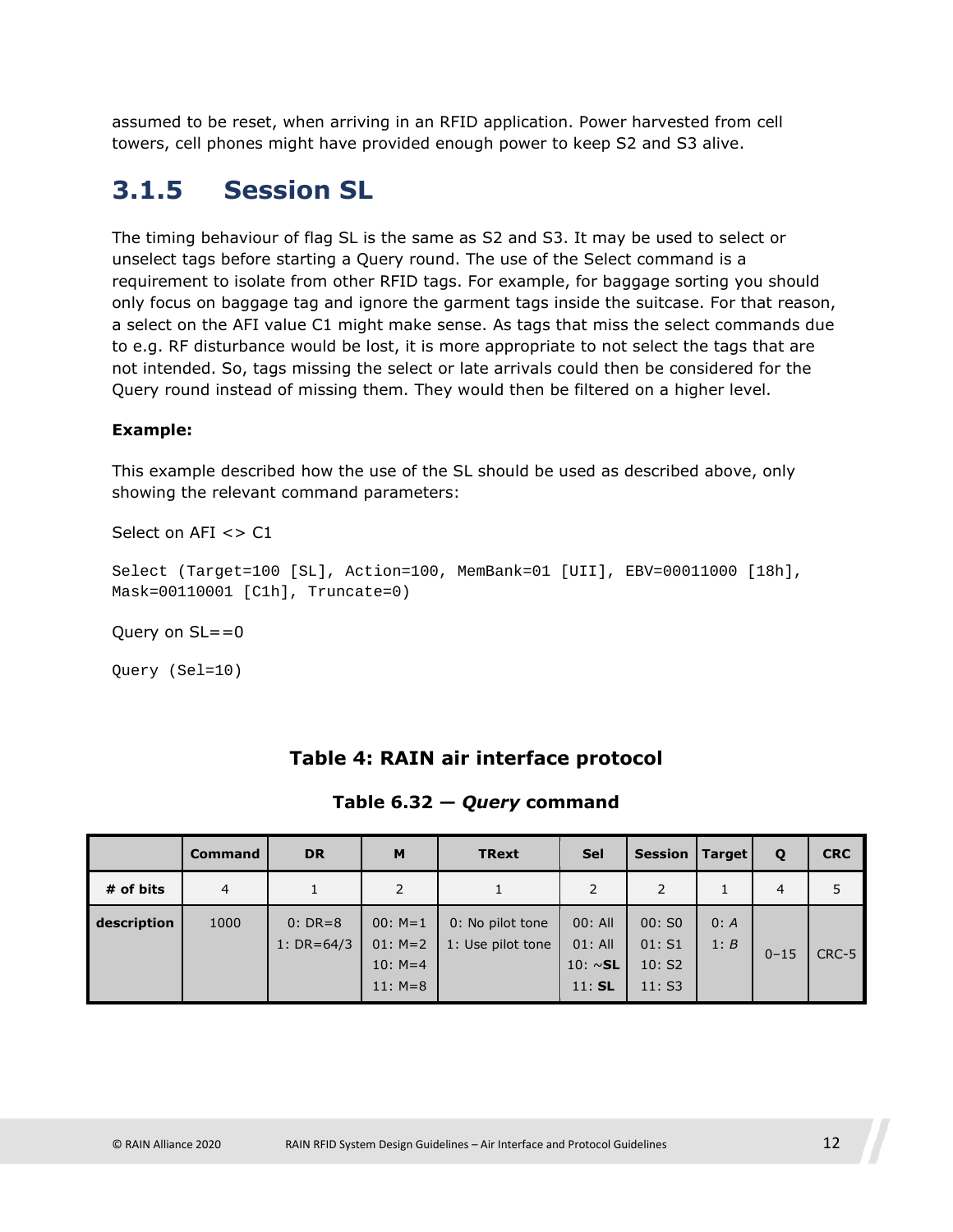assumed to be reset, when arriving in an RFID application. Power harvested from cell towers, cell phones might have provided enough power to keep S2 and S3 alive.

### 3.1.5 Session SL

The timing behaviour of flag SL is the same as S2 and S3. It may be used to select or unselect tags before starting a Query round. The use of the Select command is a requirement to isolate from other RFID tags. For example, for baggage sorting you should only focus on baggage tag and ignore the garment tags inside the suitcase. For that reason, a select on the AFI value C1 might make sense. As tags that miss the select commands due to e.g. RF disturbance would be lost, it is more appropriate to not select the tags that are not intended. So, tags missing the select or late arrivals could then be considered for the Query round instead of missing them. They would then be filtered on a higher level.

**Example:**

This example described how the use of the SL should be used as described above, only showing the relevant command parameters:

Select on AFI <> C1

```
Select (Target=100 [SL], Action=100, MemBank=01 [UII], EBV=00011000 [18h],
Mask=00110001 [C1h], Truncate=0)
```

Query on SL==0

```
Query (Sel=10)
```

**Table 4: RAIN air interface protocol**

**Table 6.32 — *Query* command**

| | Command | DR | M | TRext | Sel | Session | Target | Q | CRC |
|---|---|---|---|---|---|---|---|---|---|
| **# of bits** | 4 | 1 | 2 | 1 | 2 | 2 | 1 | 4 | 5 |
| **description** | 1000 | 0: DR=8<br>1: DR=64/3 | 00: M=1<br>01: M=2<br>10: M=4<br>11: M=8 | 0: No pilot tone<br>1: Use pilot tone | 00: All<br>01: All<br>10: ~**SL**<br>11: **SL** | 00: S0<br>01: S1<br>10: S2<br>11: S3 | 0: *A*<br>1: *B* | 0–15 | CRC-5 |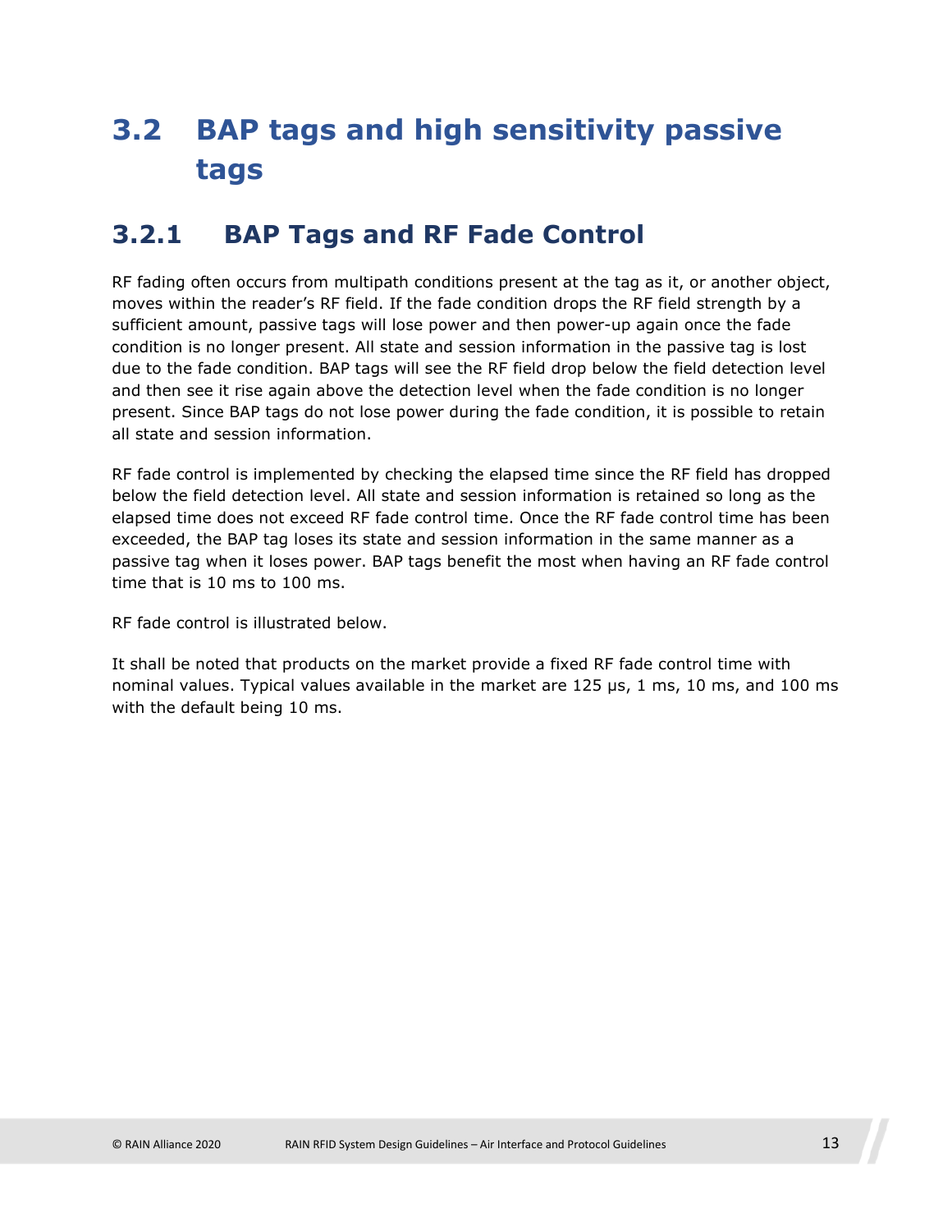## 3.2 BAP tags and high sensitivity passive tags

### 3.2.1 BAP Tags and RF Fade Control

RF fading often occurs from multipath conditions present at the tag as it, or another object, moves within the reader's RF field. If the fade condition drops the RF field strength by a sufficient amount, passive tags will lose power and then power-up again once the fade condition is no longer present. All state and session information in the passive tag is lost due to the fade condition. BAP tags will see the RF field drop below the field detection level and then see it rise again above the detection level when the fade condition is no longer present. Since BAP tags do not lose power during the fade condition, it is possible to retain all state and session information.

RF fade control is implemented by checking the elapsed time since the RF field has dropped below the field detection level. All state and session information is retained so long as the elapsed time does not exceed RF fade control time. Once the RF fade control time has been exceeded, the BAP tag loses its state and session information in the same manner as a passive tag when it loses power. BAP tags benefit the most when having an RF fade control time that is 10 ms to 100 ms.

RF fade control is illustrated below.

It shall be noted that products on the market provide a fixed RF fade control time with nominal values. Typical values available in the market are 125 μs, 1 ms, 10 ms, and 100 ms with the default being 10 ms.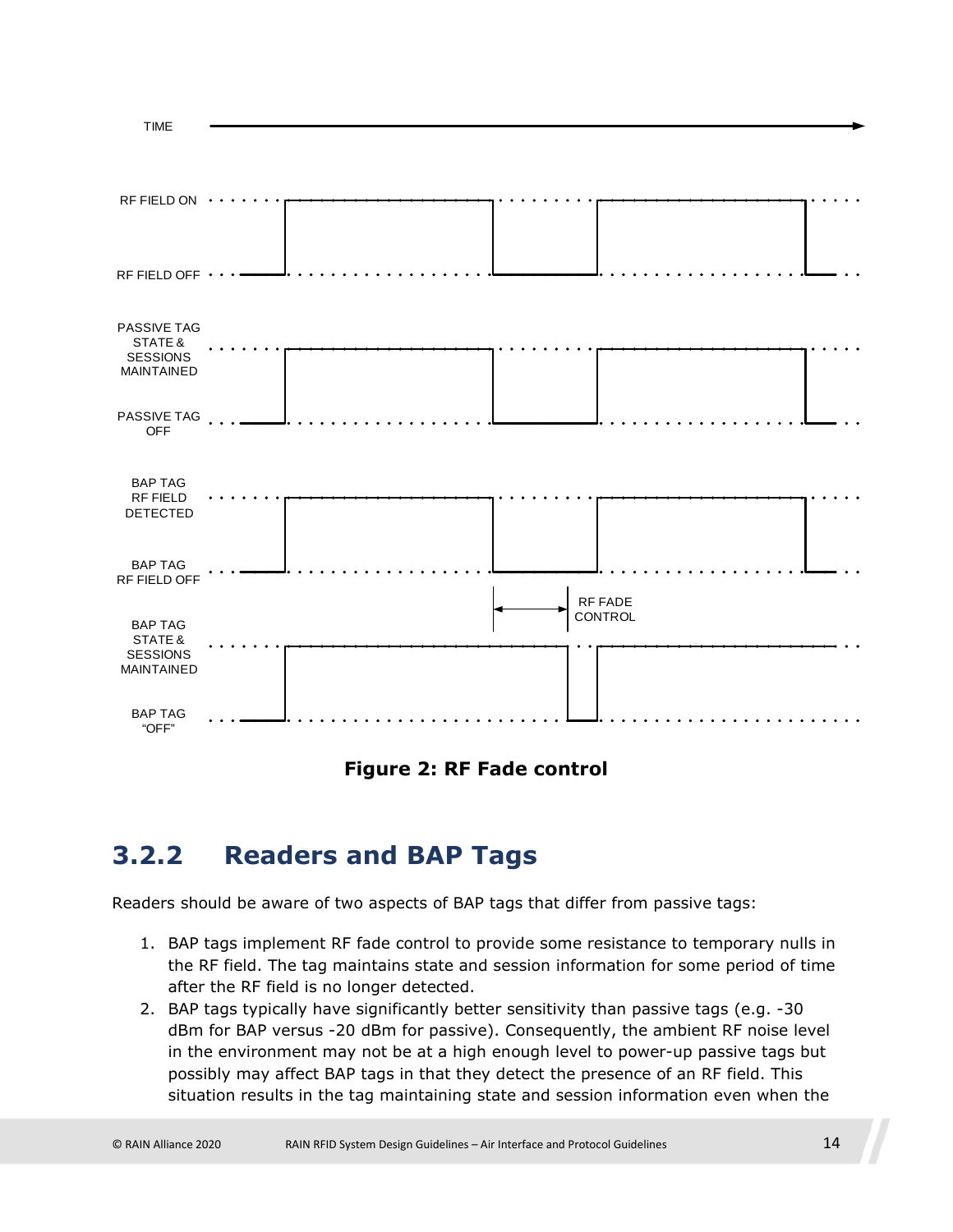**Figure 2: RF Fade control**

## 3.2.2 Readers and BAP Tags

Readers should be aware of two aspects of BAP tags that differ from passive tags:

1. BAP tags implement RF fade control to provide some resistance to temporary nulls in the RF field. The tag maintains state and session information for some period of time after the RF field is no longer detected.
2. BAP tags typically have significantly better sensitivity than passive tags (e.g. -30 dBm for BAP versus -20 dBm for passive). Consequently, the ambient RF noise level in the environment may not be at a high enough level to power-up passive tags but possibly may affect BAP tags in that they detect the presence of an RF field. This situation results in the tag maintaining state and session information even when the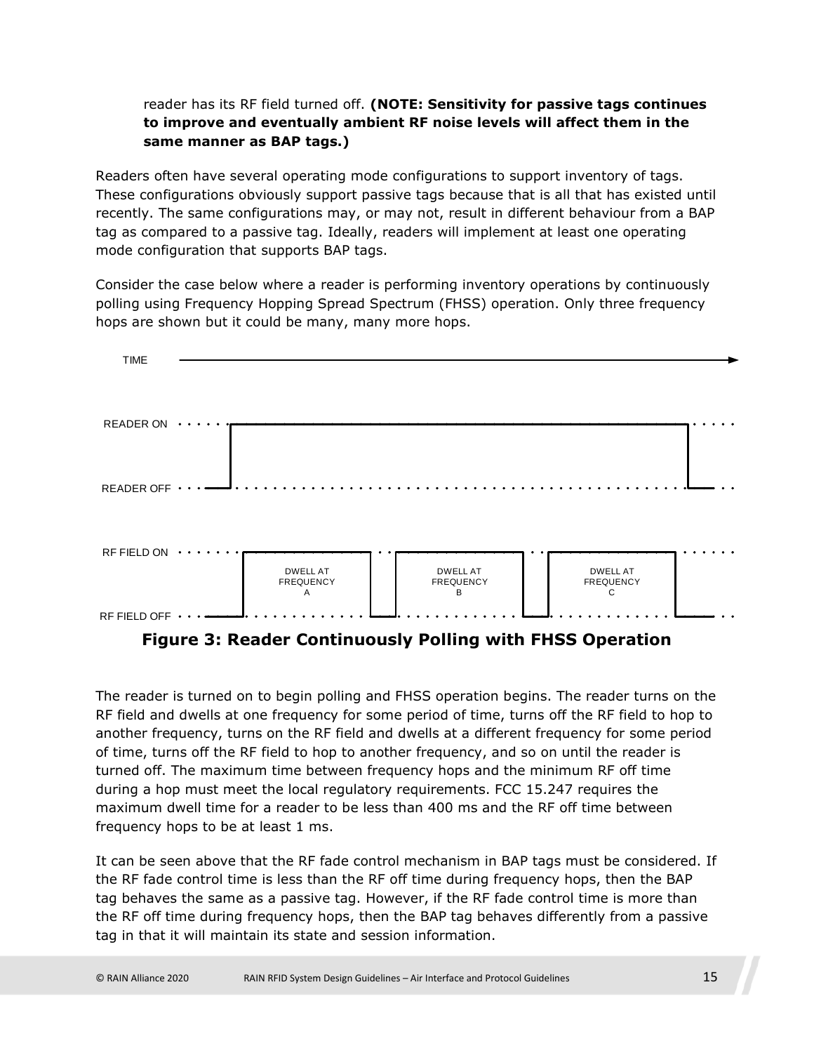reader has its RF field turned off. **(NOTE: Sensitivity for passive tags continues to improve and eventually ambient RF noise levels will affect them in the same manner as BAP tags.)**

Readers often have several operating mode configurations to support inventory of tags. These configurations obviously support passive tags because that is all that has existed until recently. The same configurations may, or may not, result in different behaviour from a BAP tag as compared to a passive tag. Ideally, readers will implement at least one operating mode configuration that supports BAP tags.

Consider the case below where a reader is performing inventory operations by continuously polling using Frequency Hopping Spread Spectrum (FHSS) operation. Only three frequency hops are shown but it could be many, many more hops.

**Figure 3: Reader Continuously Polling with FHSS Operation**

The reader is turned on to begin polling and FHSS operation begins. The reader turns on the RF field and dwells at one frequency for some period of time, turns off the RF field to hop to another frequency, turns on the RF field and dwells at a different frequency for some period of time, turns off the RF field to hop to another frequency, and so on until the reader is turned off. The maximum time between frequency hops and the minimum RF off time during a hop must meet the local regulatory requirements. FCC 15.247 requires the maximum dwell time for a reader to be less than 400 ms and the RF off time between frequency hops to be at least 1 ms.

It can be seen above that the RF fade control mechanism in BAP tags must be considered. If the RF fade control time is less than the RF off time during frequency hops, then the BAP tag behaves the same as a passive tag. However, if the RF fade control time is more than the RF off time during frequency hops, then the BAP tag behaves differently from a passive tag in that it will maintain its state and session information.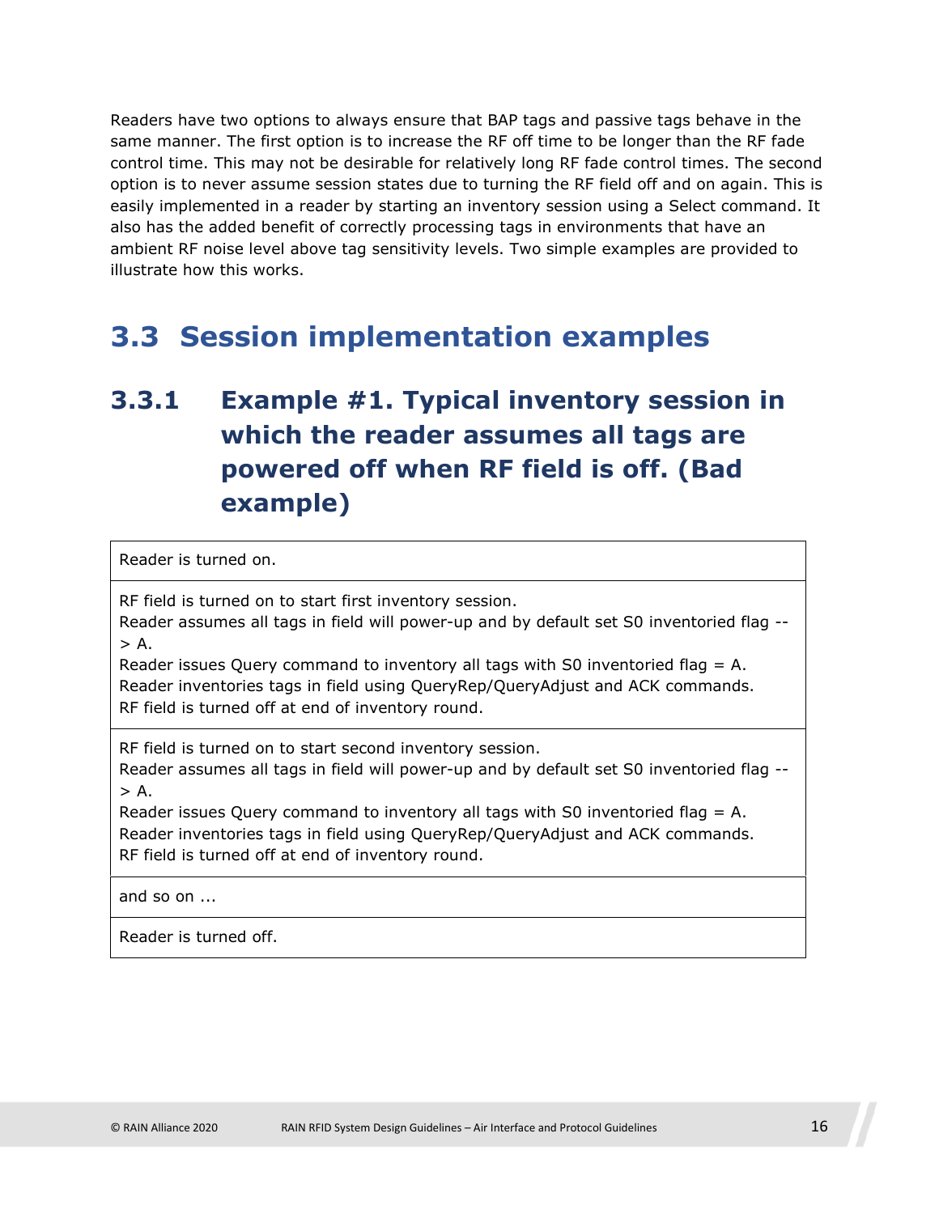Readers have two options to always ensure that BAP tags and passive tags behave in the same manner. The first option is to increase the RF off time to be longer than the RF fade control time. This may not be desirable for relatively long RF fade control times. The second option is to never assume session states due to turning the RF field off and on again. This is easily implemented in a reader by starting an inventory session using a Select command. It also has the added benefit of correctly processing tags in environments that have an ambient RF noise level above tag sensitivity levels. Two simple examples are provided to illustrate how this works.

## 3.3 Session implementation examples

### 3.3.1 Example #1. Typical inventory session in which the reader assumes all tags are powered off when RF field is off. (Bad example)

| Reader is turned on. |
|---|
| RF field is turned on to start first inventory session.<br>Reader assumes all tags in field will power-up and by default set S0 inventoried flag --> A.<br>Reader issues Query command to inventory all tags with S0 inventoried flag = A.<br>Reader inventories tags in field using QueryRep/QueryAdjust and ACK commands.<br>RF field is turned off at end of inventory round. |
| RF field is turned on to start second inventory session.<br>Reader assumes all tags in field will power-up and by default set S0 inventoried flag --> A.<br>Reader issues Query command to inventory all tags with S0 inventoried flag = A.<br>Reader inventories tags in field using QueryRep/QueryAdjust and ACK commands.<br>RF field is turned off at end of inventory round. |
| and so on ... |
| Reader is turned off. |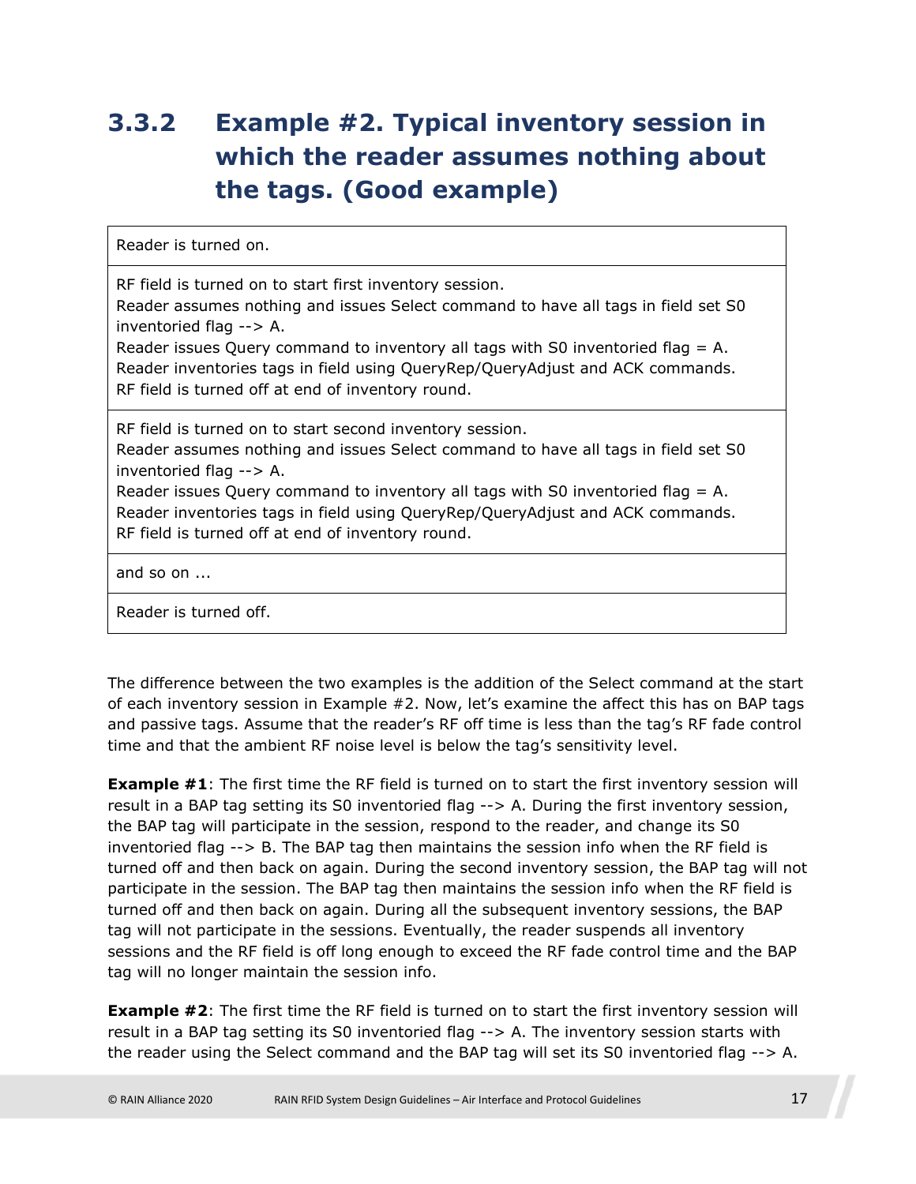### 3.3.2 Example #2. Typical inventory session in which the reader assumes nothing about the tags. (Good example)

| Reader is turned on. |
|---|
| RF field is turned on to start first inventory session.<br>Reader assumes nothing and issues Select command to have all tags in field set S0 inventoried flag --> A.<br>Reader issues Query command to inventory all tags with S0 inventoried flag = A.<br>Reader inventories tags in field using QueryRep/QueryAdjust and ACK commands.<br>RF field is turned off at end of inventory round. |
| RF field is turned on to start second inventory session.<br>Reader assumes nothing and issues Select command to have all tags in field set S0 inventoried flag --> A.<br>Reader issues Query command to inventory all tags with S0 inventoried flag = A.<br>Reader inventories tags in field using QueryRep/QueryAdjust and ACK commands.<br>RF field is turned off at end of inventory round. |
| and so on ... |
| Reader is turned off. |

The difference between the two examples is the addition of the Select command at the start of each inventory session in Example #2. Now, let's examine the affect this has on BAP tags and passive tags. Assume that the reader's RF off time is less than the tag's RF fade control time and that the ambient RF noise level is below the tag's sensitivity level.

**Example #1**: The first time the RF field is turned on to start the first inventory session will result in a BAP tag setting its S0 inventoried flag --> A. During the first inventory session, the BAP tag will participate in the session, respond to the reader, and change its S0 inventoried flag --> B. The BAP tag then maintains the session info when the RF field is turned off and then back on again. During the second inventory session, the BAP tag will not participate in the session. The BAP tag then maintains the session info when the RF field is turned off and then back on again. During all the subsequent inventory sessions, the BAP tag will not participate in the sessions. Eventually, the reader suspends all inventory sessions and the RF field is off long enough to exceed the RF fade control time and the BAP tag will no longer maintain the session info.

**Example #2**: The first time the RF field is turned on to start the first inventory session will result in a BAP tag setting its S0 inventoried flag --> A. The inventory session starts with the reader using the Select command and the BAP tag will set its S0 inventoried flag --> A.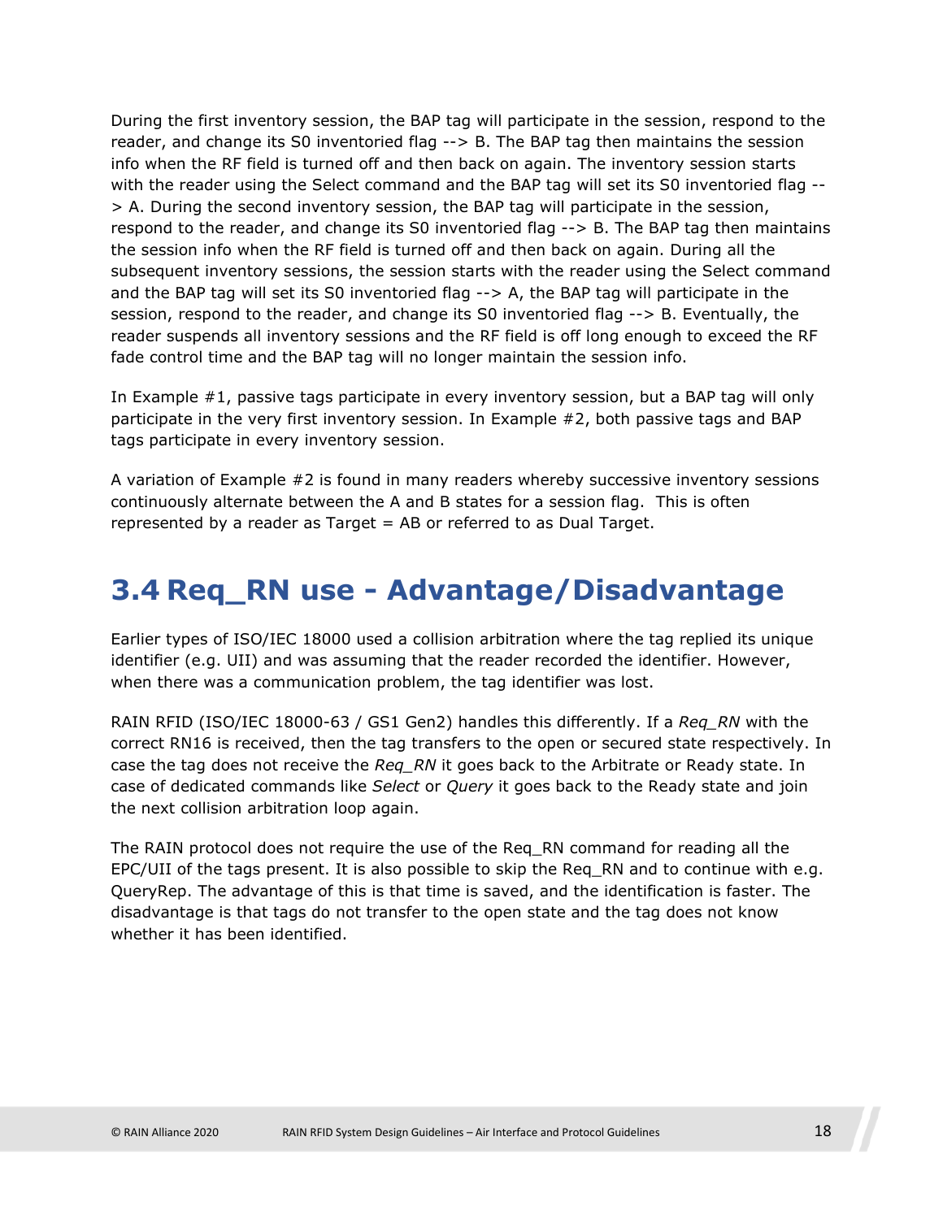During the first inventory session, the BAP tag will participate in the session, respond to the reader, and change its S0 inventoried flag --> B. The BAP tag then maintains the session info when the RF field is turned off and then back on again. The inventory session starts with the reader using the Select command and the BAP tag will set its S0 inventoried flag --> A. During the second inventory session, the BAP tag will participate in the session, respond to the reader, and change its S0 inventoried flag --> B. The BAP tag then maintains the session info when the RF field is turned off and then back on again. During all the subsequent inventory sessions, the session starts with the reader using the Select command and the BAP tag will set its S0 inventoried flag --> A, the BAP tag will participate in the session, respond to the reader, and change its S0 inventoried flag --> B. Eventually, the reader suspends all inventory sessions and the RF field is off long enough to exceed the RF fade control time and the BAP tag will no longer maintain the session info.

In Example #1, passive tags participate in every inventory session, but a BAP tag will only participate in the very first inventory session. In Example #2, both passive tags and BAP tags participate in every inventory session.

A variation of Example #2 is found in many readers whereby successive inventory sessions continuously alternate between the A and B states for a session flag. This is often represented by a reader as Target = AB or referred to as Dual Target.

## 3.4 Req_RN use - Advantage/Disadvantage

Earlier types of ISO/IEC 18000 used a collision arbitration where the tag replied its unique identifier (e.g. UII) and was assuming that the reader recorded the identifier. However, when there was a communication problem, the tag identifier was lost.

RAIN RFID (ISO/IEC 18000-63 / GS1 Gen2) handles this differently. If a *Req_RN* with the correct RN16 is received, then the tag transfers to the open or secured state respectively. In case the tag does not receive the *Req_RN* it goes back to the Arbitrate or Ready state. In case of dedicated commands like *Select* or *Query* it goes back to the Ready state and join the next collision arbitration loop again.

The RAIN protocol does not require the use of the Req_RN command for reading all the EPC/UII of the tags present. It is also possible to skip the Req_RN and to continue with e.g. QueryRep. The advantage of this is that time is saved, and the identification is faster. The disadvantage is that tags do not transfer to the open state and the tag does not know whether it has been identified.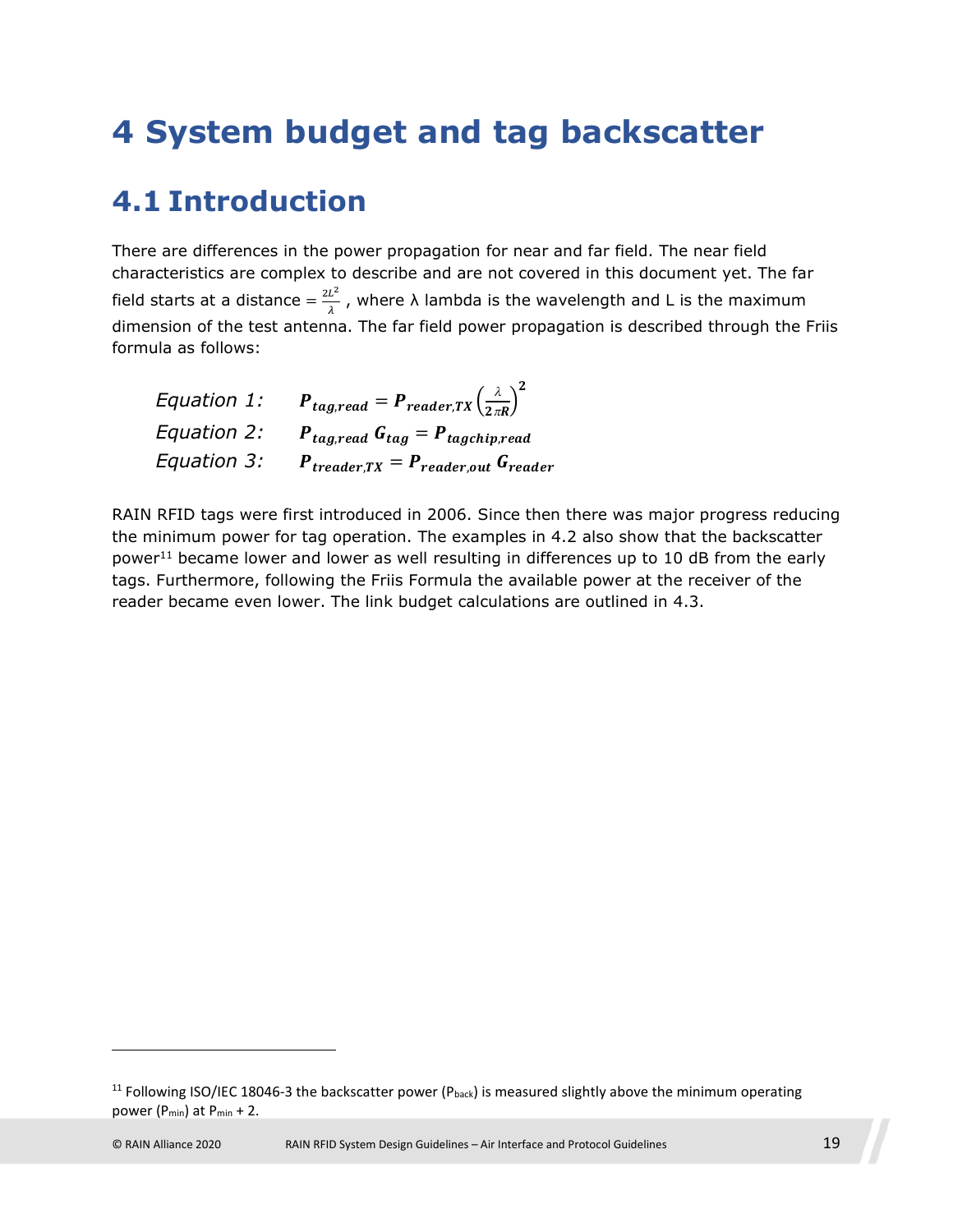# 4 System budget and tag backscatter

## 4.1 Introduction

There are differences in the power propagation for near and far field. The near field characteristics are complex to describe and are not covered in this document yet. The far field starts at a distance $= \frac{2L^2}{\lambda}$ , where λ lambda is the wavelength and L is the maximum dimension of the test antenna. The far field power propagation is described through the Friis formula as follows:

*Equation 1:* $$P_{tag,read} = P_{reader,TX} \left(\frac{\lambda}{2\pi R}\right)^2$$

*Equation 2:* $$P_{tag,read}\, G_{tag} = P_{tagchip,read}$$

*Equation 3:* $$P_{treader,TX} = P_{reader,out}\, G_{reader}$$

RAIN RFID tags were first introduced in 2006. Since then there was major progress reducing the minimum power for tag operation. The examples in 4.2 also show that the backscatter power[11] became lower and lower as well resulting in differences up to 10 dB from the early tags. Furthermore, following the Friis Formula the available power at the receiver of the reader became even lower. The link budget calculations are outlined in 4.3.

---

[11] Following ISO/IEC 18046-3 the backscatter power ($P_{back}$) is measured slightly above the minimum operating power ($P_{min}$) at $P_{min}$ + 2.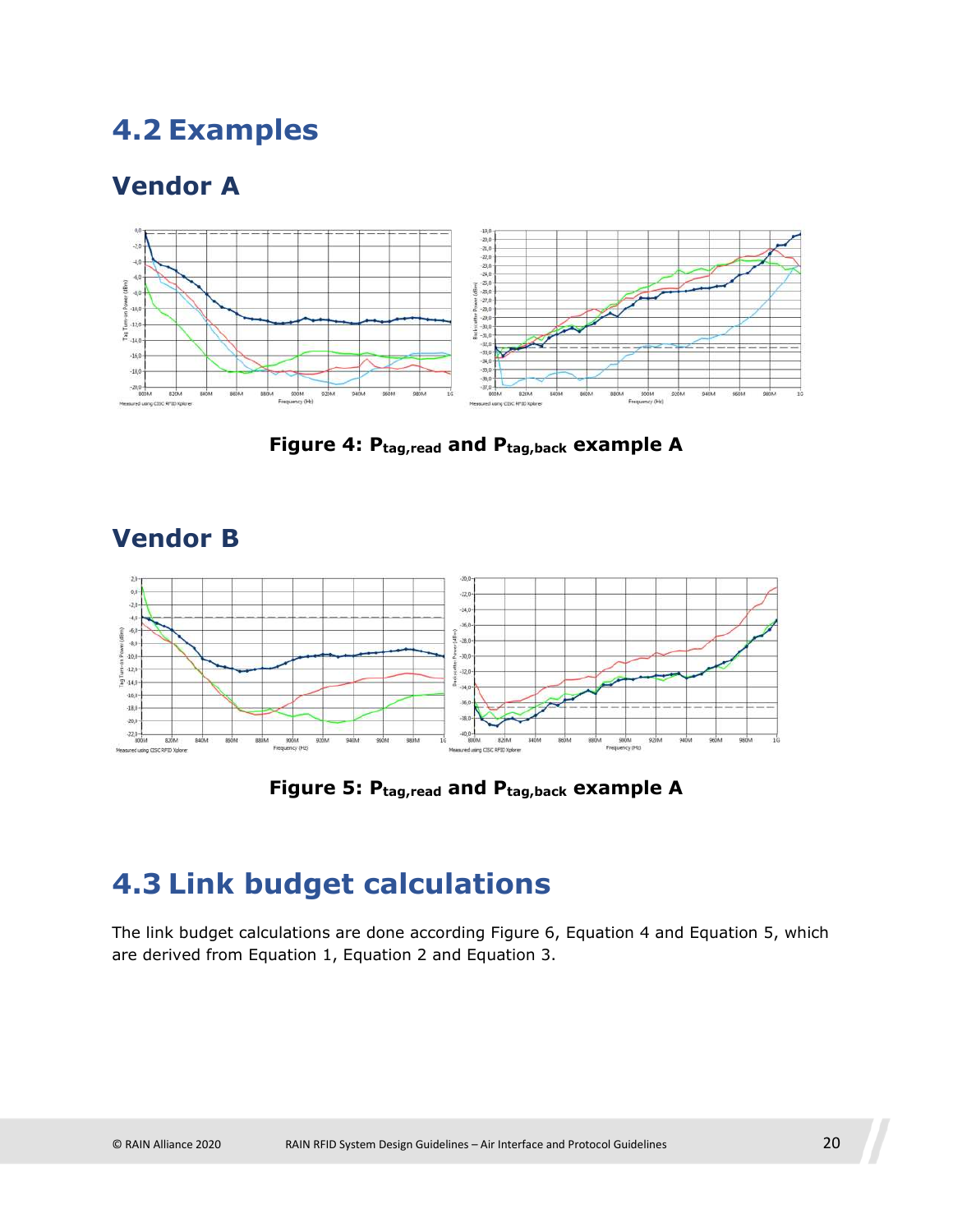## 4.2 Examples

### Vendor A

Figure 4: $P_{tag,read}$ and $P_{tag,back}$ example A

### Vendor B

Figure 5: $P_{tag,read}$ and $P_{tag,back}$ example A

## 4.3 Link budget calculations

The link budget calculations are done according Figure 6, Equation 4 and Equation 5, which are derived from Equation 1, Equation 2 and Equation 3.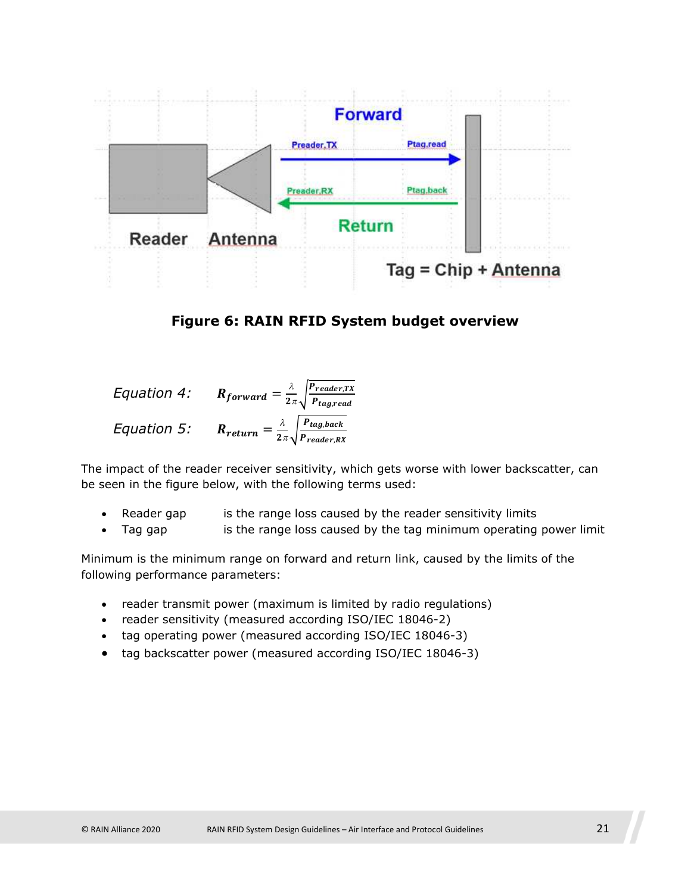**Figure 6: RAIN RFID System budget overview**

*Equation 4:* $$R_{forward} = \frac{\lambda}{2\pi}\sqrt{\frac{P_{reader,TX}}{P_{tag,read}}}$$

*Equation 5:* $$R_{return} = \frac{\lambda}{2\pi}\sqrt{\frac{P_{tag,back}}{P_{reader,RX}}}$$

The impact of the reader receiver sensitivity, which gets worse with lower backscatter, can be seen in the figure below, with the following terms used:

- Reader gap is the range loss caused by the reader sensitivity limits
- Tag gap is the range loss caused by the tag minimum operating power limit

Minimum is the minimum range on forward and return link, caused by the limits of the following performance parameters:

- reader transmit power (maximum is limited by radio regulations)
- reader sensitivity (measured according ISO/IEC 18046-2)
- tag operating power (measured according ISO/IEC 18046-3)
- tag backscatter power (measured according ISO/IEC 18046-3)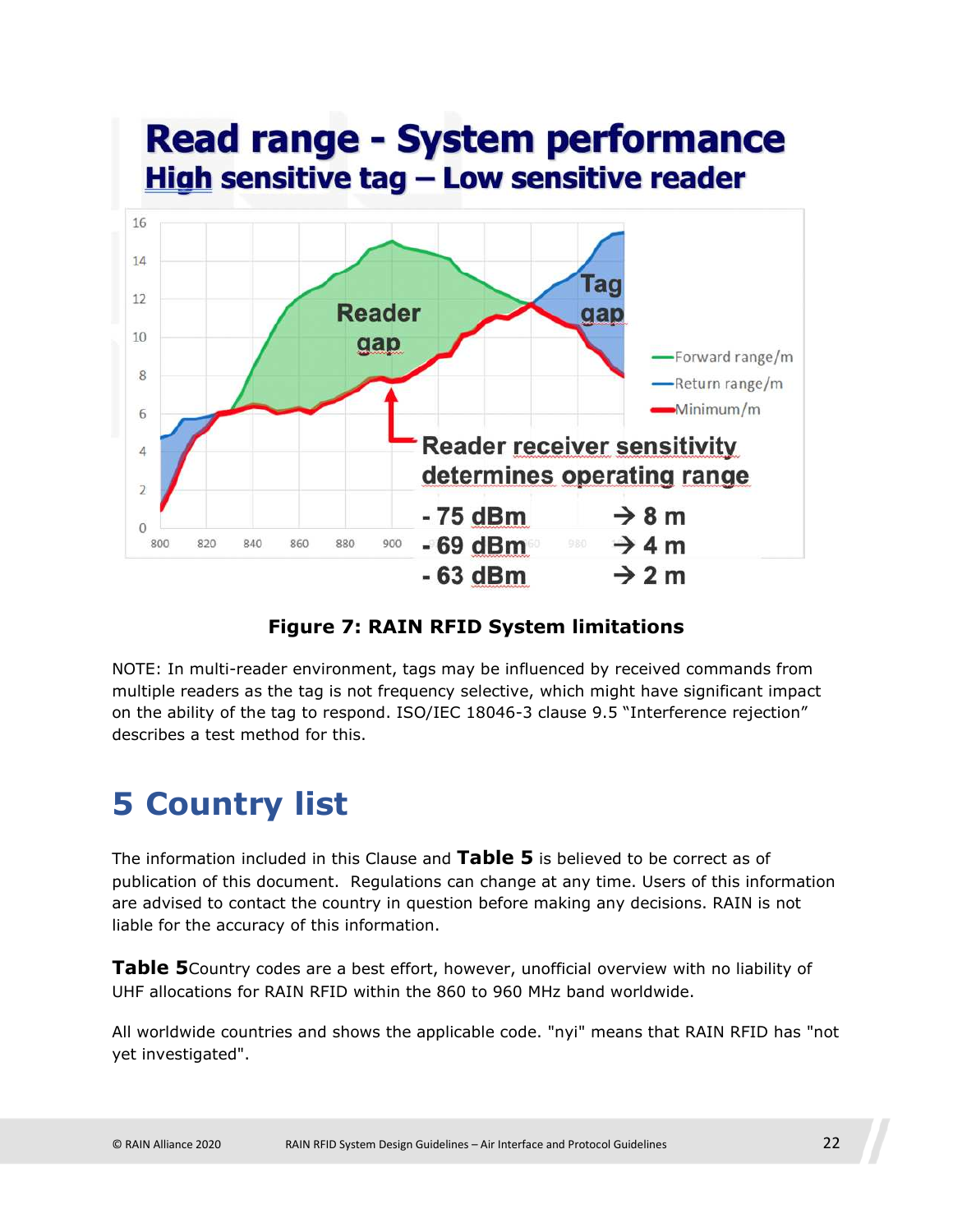**Figure 7: RAIN RFID System limitations**

NOTE: In multi-reader environment, tags may be influenced by received commands from multiple readers as the tag is not frequency selective, which might have significant impact on the ability of the tag to respond. ISO/IEC 18046-3 clause 9.5 "Interference rejection" describes a test method for this.

# 5 Country list

The information included in this Clause and **Table 5** is believed to be correct as of publication of this document. Regulations can change at any time. Users of this information are advised to contact the country in question before making any decisions. RAIN is not liable for the accuracy of this information.

**Table 5**Country codes are a best effort, however, unofficial overview with no liability of UHF allocations for RAIN RFID within the 860 to 960 MHz band worldwide.

All worldwide countries and shows the applicable code. "nyi" means that RAIN RFID has "not yet investigated".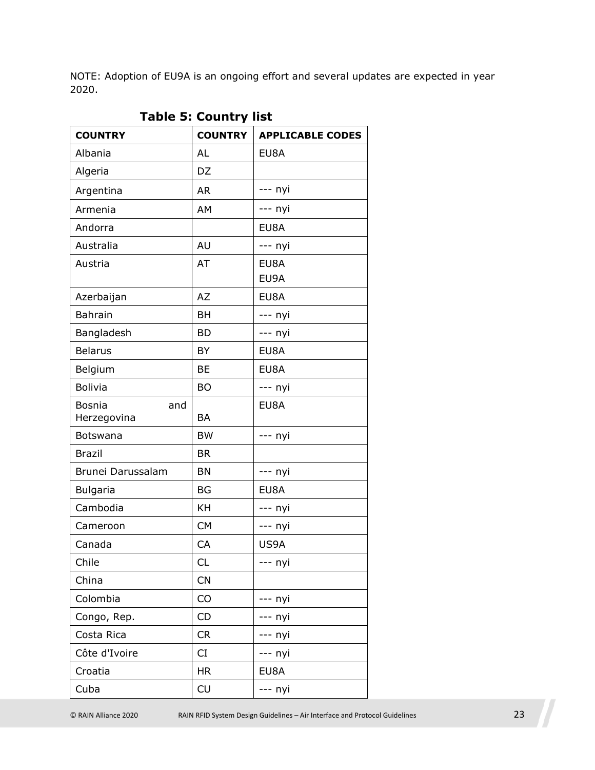NOTE: Adoption of EU9A is an ongoing effort and several updates are expected in year 2020.

**Table 5: Country list**

| COUNTRY | COUNTRY | APPLICABLE CODES |
| --- | --- | --- |
| Albania | AL | EU8A |
| Algeria | DZ | |
| Argentina | AR | --- nyi |
| Armenia | AM | --- nyi |
| Andorra | | EU8A |
| Australia | AU | --- nyi |
| Austria | AT | EU8A<br>EU9A |
| Azerbaijan | AZ | EU8A |
| Bahrain | BH | --- nyi |
| Bangladesh | BD | --- nyi |
| Belarus | BY | EU8A |
| Belgium | BE | EU8A |
| Bolivia | BO | --- nyi |
| Bosnia and Herzegovina | BA | EU8A |
| Botswana | BW | --- nyi |
| Brazil | BR | |
| Brunei Darussalam | BN | --- nyi |
| Bulgaria | BG | EU8A |
| Cambodia | KH | --- nyi |
| Cameroon | CM | --- nyi |
| Canada | CA | US9A |
| Chile | CL | --- nyi |
| China | CN | |
| Colombia | CO | --- nyi |
| Congo, Rep. | CD | --- nyi |
| Costa Rica | CR | --- nyi |
| Côte d'Ivoire | CI | --- nyi |
| Croatia | HR | EU8A |
| Cuba | CU | --- nyi |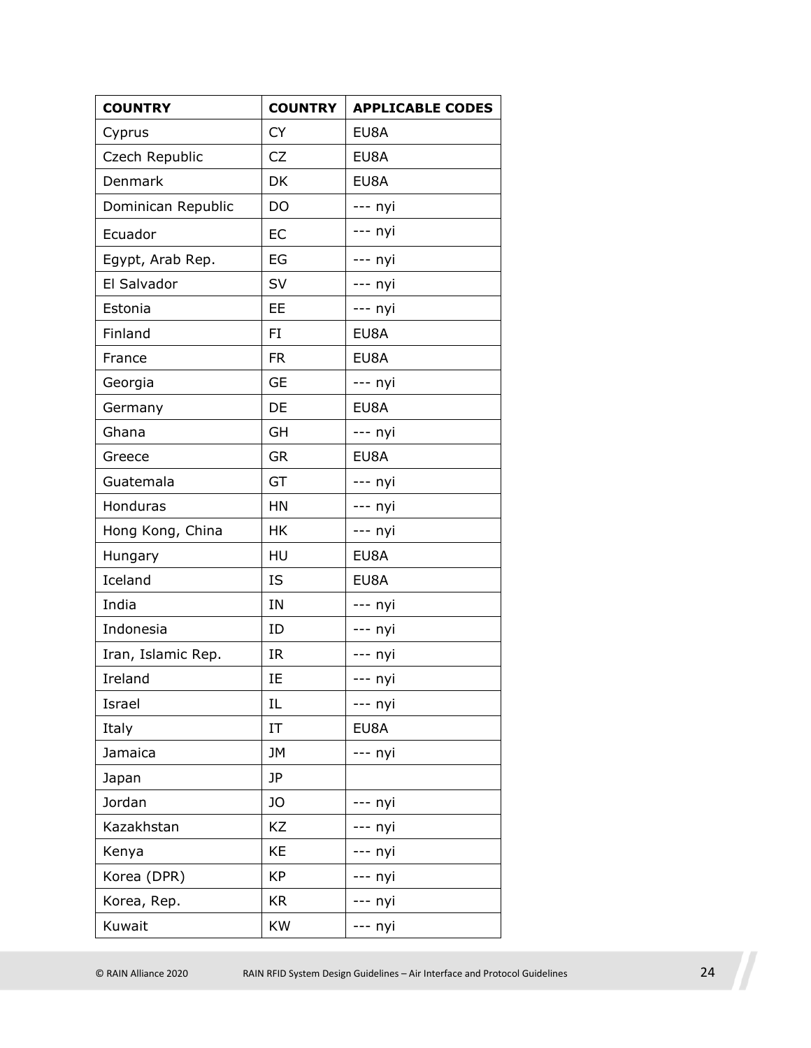| COUNTRY | COUNTRY | APPLICABLE CODES |
|---|---|---|
| Cyprus | CY | EU8A |
| Czech Republic | CZ | EU8A |
| Denmark | DK | EU8A |
| Dominican Republic | DO | --- nyi |
| Ecuador | EC | --- nyi |
| Egypt, Arab Rep. | EG | --- nyi |
| El Salvador | SV | --- nyi |
| Estonia | EE | --- nyi |
| Finland | FI | EU8A |
| France | FR | EU8A |
| Georgia | GE | --- nyi |
| Germany | DE | EU8A |
| Ghana | GH | --- nyi |
| Greece | GR | EU8A |
| Guatemala | GT | --- nyi |
| Honduras | HN | --- nyi |
| Hong Kong, China | HK | --- nyi |
| Hungary | HU | EU8A |
| Iceland | IS | EU8A |
| India | IN | --- nyi |
| Indonesia | ID | --- nyi |
| Iran, Islamic Rep. | IR | --- nyi |
| Ireland | IE | --- nyi |
| Israel | IL | --- nyi |
| Italy | IT | EU8A |
| Jamaica | JM | --- nyi |
| Japan | JP | |
| Jordan | JO | --- nyi |
| Kazakhstan | KZ | --- nyi |
| Kenya | KE | --- nyi |
| Korea (DPR) | KP | --- nyi |
| Korea, Rep. | KR | --- nyi |
| Kuwait | KW | --- nyi |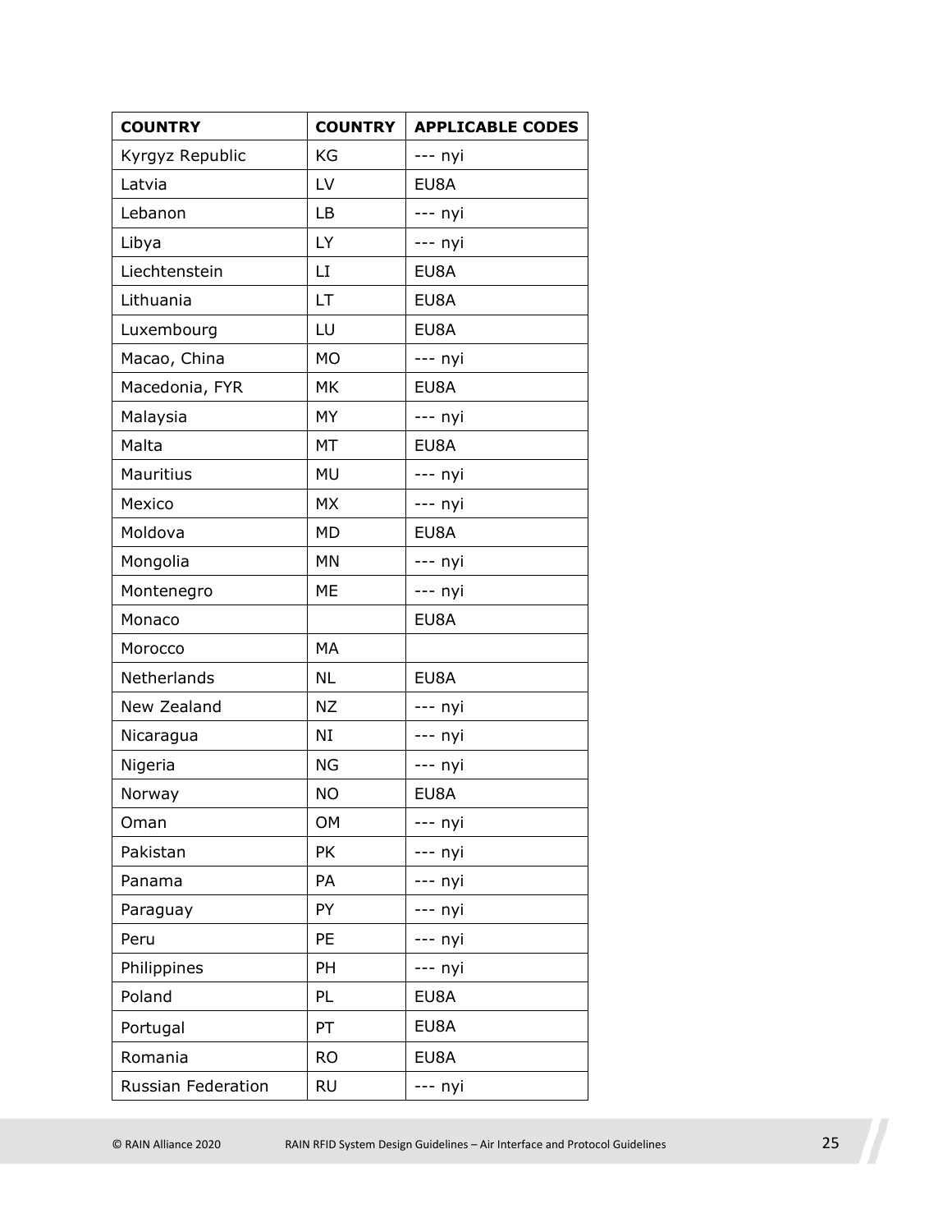| COUNTRY | COUNTRY | APPLICABLE CODES |
| --- | --- | --- |
| Kyrgyz Republic | KG | --- nyi |
| Latvia | LV | EU8A |
| Lebanon | LB | --- nyi |
| Libya | LY | --- nyi |
| Liechtenstein | LI | EU8A |
| Lithuania | LT | EU8A |
| Luxembourg | LU | EU8A |
| Macao, China | MO | --- nyi |
| Macedonia, FYR | MK | EU8A |
| Malaysia | MY | --- nyi |
| Malta | MT | EU8A |
| Mauritius | MU | --- nyi |
| Mexico | MX | --- nyi |
| Moldova | MD | EU8A |
| Mongolia | MN | --- nyi |
| Montenegro | ME | --- nyi |
| Monaco | | EU8A |
| Morocco | MA | |
| Netherlands | NL | EU8A |
| New Zealand | NZ | --- nyi |
| Nicaragua | NI | --- nyi |
| Nigeria | NG | --- nyi |
| Norway | NO | EU8A |
| Oman | OM | --- nyi |
| Pakistan | PK | --- nyi |
| Panama | PA | --- nyi |
| Paraguay | PY | --- nyi |
| Peru | PE | --- nyi |
| Philippines | PH | --- nyi |
| Poland | PL | EU8A |
| Portugal | PT | EU8A |
| Romania | RO | EU8A |
| Russian Federation | RU | --- nyi |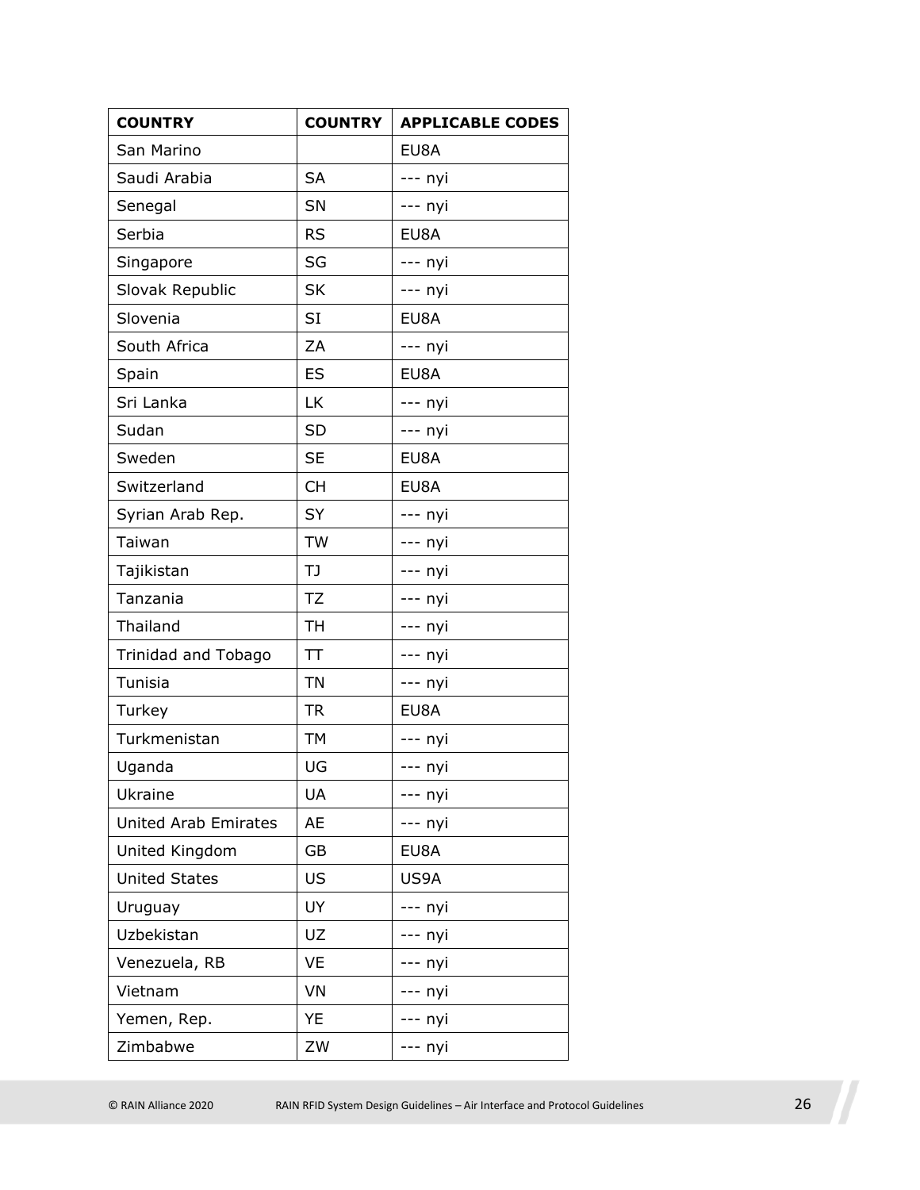| COUNTRY | COUNTRY | APPLICABLE CODES |
| --- | --- | --- |
| San Marino | | EU8A |
| Saudi Arabia | SA | --- nyi |
| Senegal | SN | --- nyi |
| Serbia | RS | EU8A |
| Singapore | SG | --- nyi |
| Slovak Republic | SK | --- nyi |
| Slovenia | SI | EU8A |
| South Africa | ZA | --- nyi |
| Spain | ES | EU8A |
| Sri Lanka | LK | --- nyi |
| Sudan | SD | --- nyi |
| Sweden | SE | EU8A |
| Switzerland | CH | EU8A |
| Syrian Arab Rep. | SY | --- nyi |
| Taiwan | TW | --- nyi |
| Tajikistan | TJ | --- nyi |
| Tanzania | TZ | --- nyi |
| Thailand | TH | --- nyi |
| Trinidad and Tobago | TT | --- nyi |
| Tunisia | TN | --- nyi |
| Turkey | TR | EU8A |
| Turkmenistan | TM | --- nyi |
| Uganda | UG | --- nyi |
| Ukraine | UA | --- nyi |
| United Arab Emirates | AE | --- nyi |
| United Kingdom | GB | EU8A |
| United States | US | US9A |
| Uruguay | UY | --- nyi |
| Uzbekistan | UZ | --- nyi |
| Venezuela, RB | VE | --- nyi |
| Vietnam | VN | --- nyi |
| Yemen, Rep. | YE | --- nyi |
| Zimbabwe | ZW | --- nyi |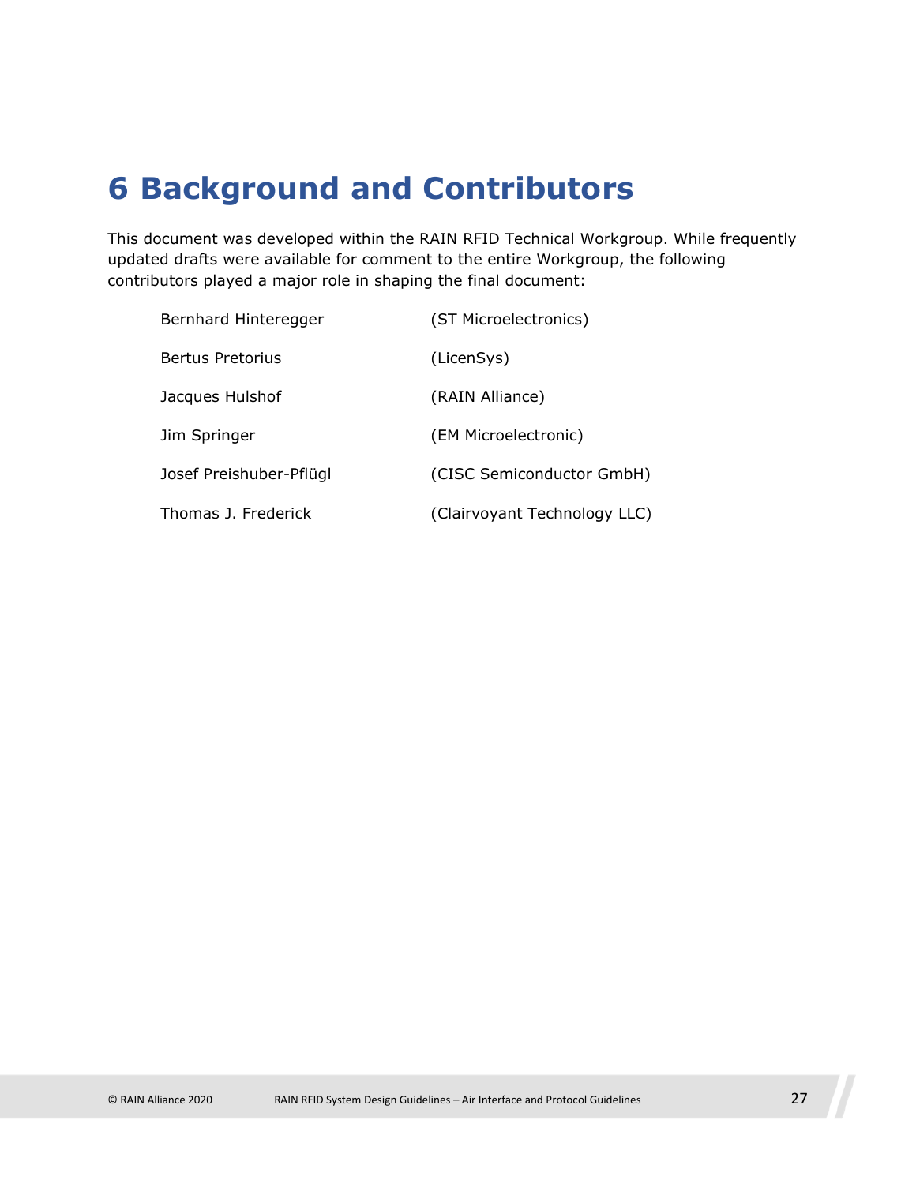# 6 Background and Contributors

This document was developed within the RAIN RFID Technical Workgroup. While frequently updated drafts were available for comment to the entire Workgroup, the following contributors played a major role in shaping the final document:

| | |
|---|---|
| Bernhard Hinteregger | (ST Microelectronics) |
| Bertus Pretorius | (LicenSys) |
| Jacques Hulshof | (RAIN Alliance) |
| Jim Springer | (EM Microelectronic) |
| Josef Preishuber-Pflügl | (CISC Semiconductor GmbH) |
| Thomas J. Frederick | (Clairvoyant Technology LLC) |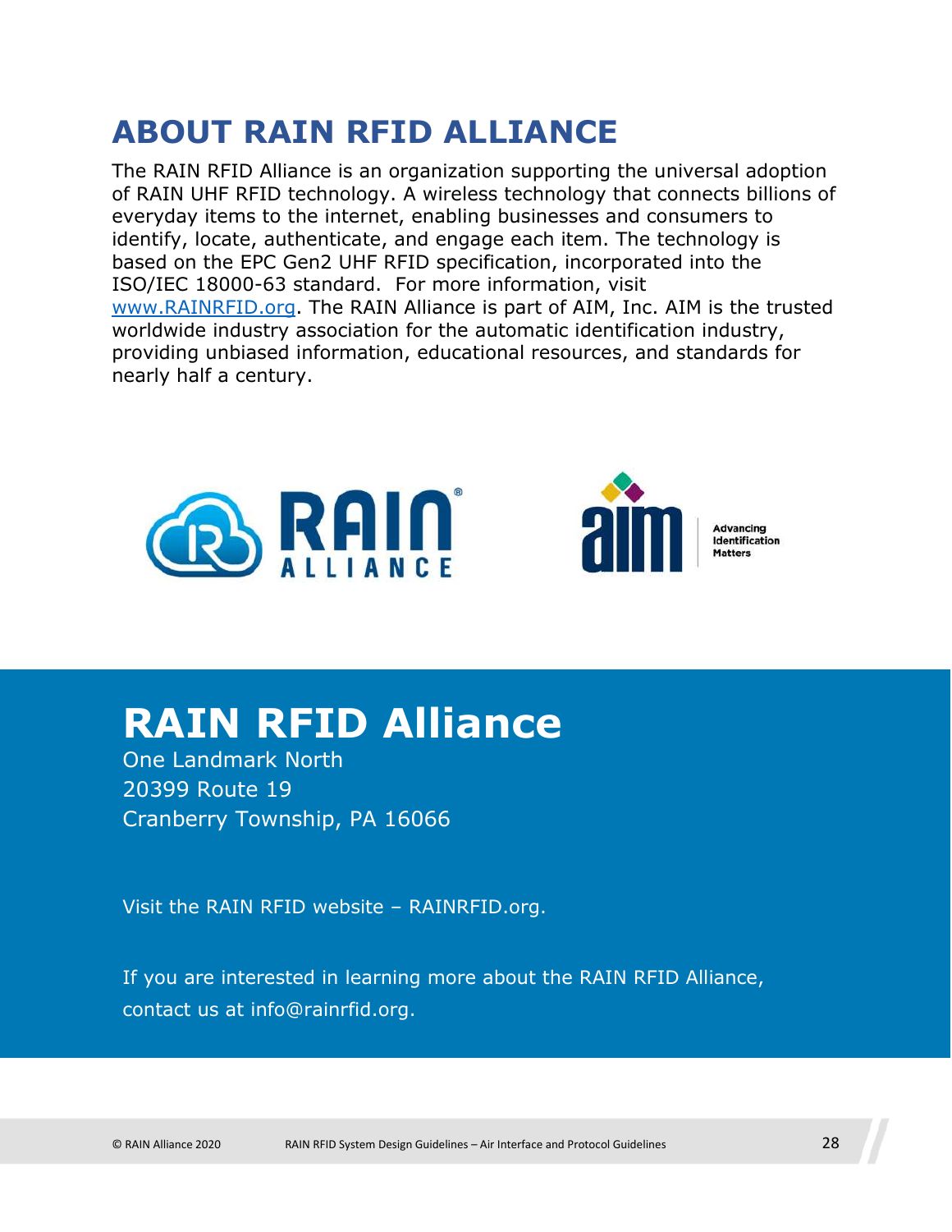# ABOUT RAIN RFID ALLIANCE

The RAIN RFID Alliance is an organization supporting the universal adoption of RAIN UHF RFID technology. A wireless technology that connects billions of everyday items to the internet, enabling businesses and consumers to identify, locate, authenticate, and engage each item. The technology is based on the EPC Gen2 UHF RFID specification, incorporated into the ISO/IEC 18000-63 standard. For more information, visit [www.RAINRFID.org](http://www.RAINRFID.org). The RAIN Alliance is part of AIM, Inc. AIM is the trusted worldwide industry association for the automatic identification industry, providing unbiased information, educational resources, and standards for nearly half a century.

# RAIN RFID Alliance

One Landmark North
20399 Route 19
Cranberry Township, PA 16066

Visit the RAIN RFID website – RAINRFID.org.

If you are interested in learning more about the RAIN RFID Alliance, contact us at info@rainrfid.org.